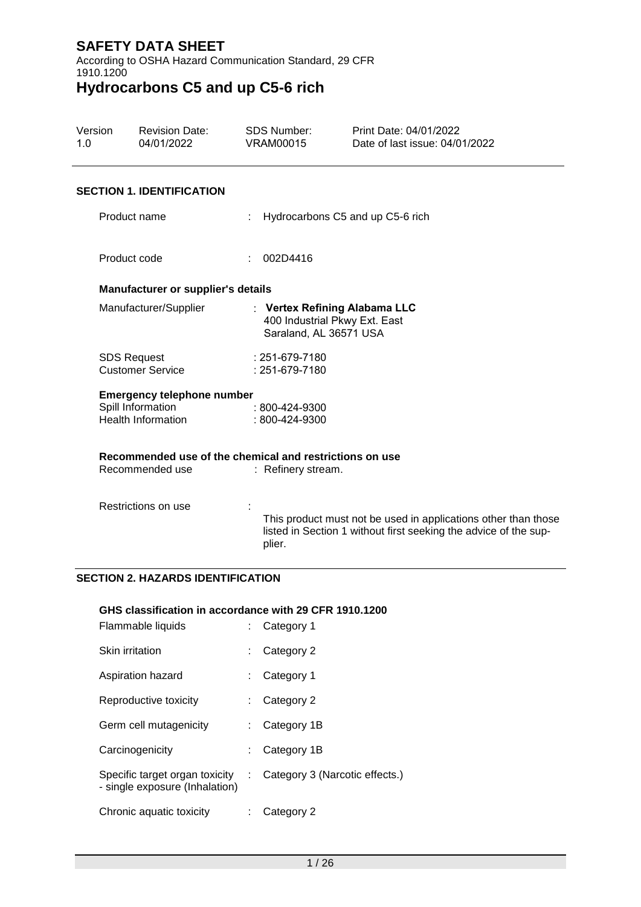# SAFETY DATA SHEET

According to OSHA Hazard Communication Standard, 29 CFR 1910.1200

# Hydrocarbons C5 and up C5-6 rich

| Version | Revision Date: | SDS Number: | Print Date: 04/01/2022 |
|---|---|---|---|
| 1.0 | 04/01/2022 | VRAM00015 | Date of last issue: 04/01/2022 |

## SECTION 1. IDENTIFICATION

Product name : Hydrocarbons C5 and up C5-6 rich

Product code : 002D4416

### Manufacturer or supplier's details

Manufacturer/Supplier : **Vertex Refining Alabama LLC**
400 Industrial Pkwy Ext. East
Saraland, AL 36571 USA

SDS Request : 251-679-7180
Customer Service : 251-679-7180

### Emergency telephone number

Spill Information : 800-424-9300
Health Information : 800-424-9300

### Recommended use of the chemical and restrictions on use

Recommended use : Refinery stream.

Restrictions on use : This product must not be used in applications other than those listed in Section 1 without first seeking the advice of the supplier.

## SECTION 2. HAZARDS IDENTIFICATION

### GHS classification in accordance with 29 CFR 1910.1200

| | |
|---|---|
| Flammable liquids | : Category 1 |
| Skin irritation | : Category 2 |
| Aspiration hazard | : Category 1 |
| Reproductive toxicity | : Category 2 |
| Germ cell mutagenicity | : Category 1B |
| Carcinogenicity | : Category 1B |
| Specific target organ toxicity - single exposure (Inhalation) | : Category 3 (Narcotic effects.) |
| Chronic aquatic toxicity | : Category 2 |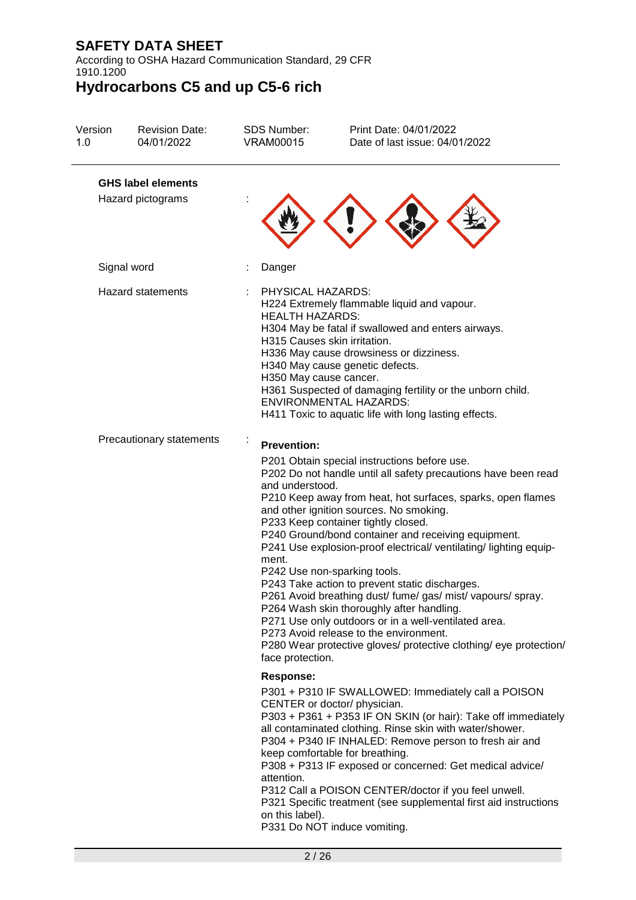### GHS label elements

Hazard pictograms :

Signal word : Danger

Hazard statements : PHYSICAL HAZARDS:
H224 Extremely flammable liquid and vapour.
HEALTH HAZARDS:
H304 May be fatal if swallowed and enters airways.
H315 Causes skin irritation.
H336 May cause drowsiness or dizziness.
H340 May cause genetic defects.
H350 May cause cancer.
H361 Suspected of damaging fertility or the unborn child.
ENVIRONMENTAL HAZARDS:
H411 Toxic to aquatic life with long lasting effects.

Precautionary statements :

**Prevention:**

P201 Obtain special instructions before use.
P202 Do not handle until all safety precautions have been read and understood.
P210 Keep away from heat, hot surfaces, sparks, open flames and other ignition sources. No smoking.
P233 Keep container tightly closed.
P240 Ground/bond container and receiving equipment.
P241 Use explosion-proof electrical/ ventilating/ lighting equipment.
P242 Use non-sparking tools.
P243 Take action to prevent static discharges.
P261 Avoid breathing dust/ fume/ gas/ mist/ vapours/ spray.
P264 Wash skin thoroughly after handling.
P271 Use only outdoors or in a well-ventilated area.
P273 Avoid release to the environment.
P280 Wear protective gloves/ protective clothing/ eye protection/ face protection.

**Response:**

P301 + P310 IF SWALLOWED: Immediately call a POISON CENTER or doctor/ physician.
P303 + P361 + P353 IF ON SKIN (or hair): Take off immediately all contaminated clothing. Rinse skin with water/shower.
P304 + P340 IF INHALED: Remove person to fresh air and keep comfortable for breathing.
P308 + P313 IF exposed or concerned: Get medical advice/ attention.
P312 Call a POISON CENTER/doctor if you feel unwell.
P321 Specific treatment (see supplemental first aid instructions on this label).
P331 Do NOT induce vomiting.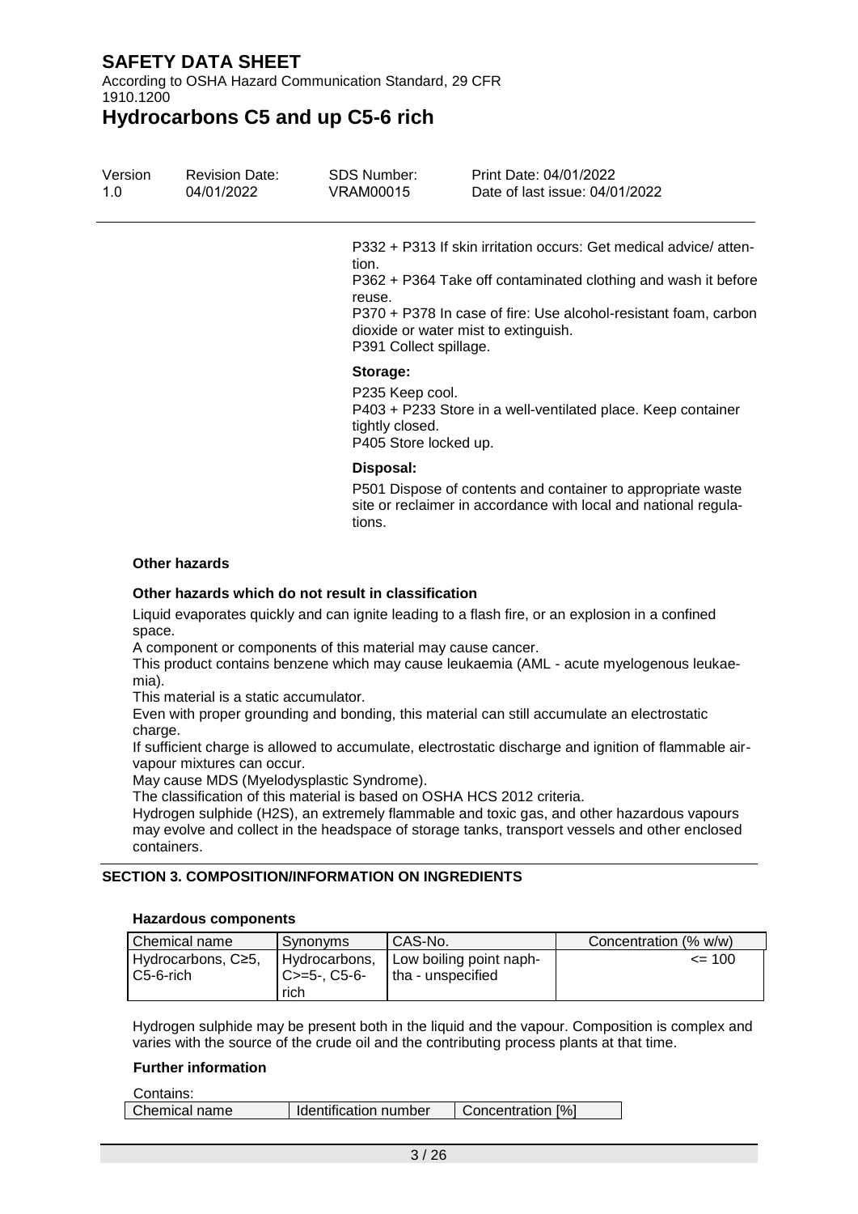P332 + P313 If skin irritation occurs: Get medical advice/ attention.

P362 + P364 Take off contaminated clothing and wash it before reuse.

P370 + P378 In case of fire: Use alcohol-resistant foam, carbon dioxide or water mist to extinguish.

P391 Collect spillage.

**Storage:**

P235 Keep cool.

P403 + P233 Store in a well-ventilated place. Keep container tightly closed.

P405 Store locked up.

**Disposal:**

P501 Dispose of contents and container to appropriate waste site or reclaimer in accordance with local and national regulations.

**Other hazards**

**Other hazards which do not result in classification**

Liquid evaporates quickly and can ignite leading to a flash fire, or an explosion in a confined space.

A component or components of this material may cause cancer.

This product contains benzene which may cause leukaemia (AML - acute myelogenous leukaemia).

This material is a static accumulator.

Even with proper grounding and bonding, this material can still accumulate an electrostatic charge.

If sufficient charge is allowed to accumulate, electrostatic discharge and ignition of flammable air-vapour mixtures can occur.

May cause MDS (Myelodysplastic Syndrome).

The classification of this material is based on OSHA HCS 2012 criteria.

Hydrogen sulphide (H2S), an extremely flammable and toxic gas, and other hazardous vapours may evolve and collect in the headspace of storage tanks, transport vessels and other enclosed containers.

## SECTION 3. COMPOSITION/INFORMATION ON INGREDIENTS

**Hazardous components**

| Chemical name | Synonyms | CAS-No. | Concentration (% w/w) |
|---|---|---|---|
| Hydrocarbons, C≥5, C5-6-rich | Hydrocarbons, C>=5-, C5-6-rich | Low boiling point naphtha - unspecified | <= 100 |

Hydrogen sulphide may be present both in the liquid and the vapour. Composition is complex and varies with the source of the crude oil and the contributing process plants at that time.

**Further information**

Contains:

| Chemical name | Identification number | Concentration [%] |
|---|---|---|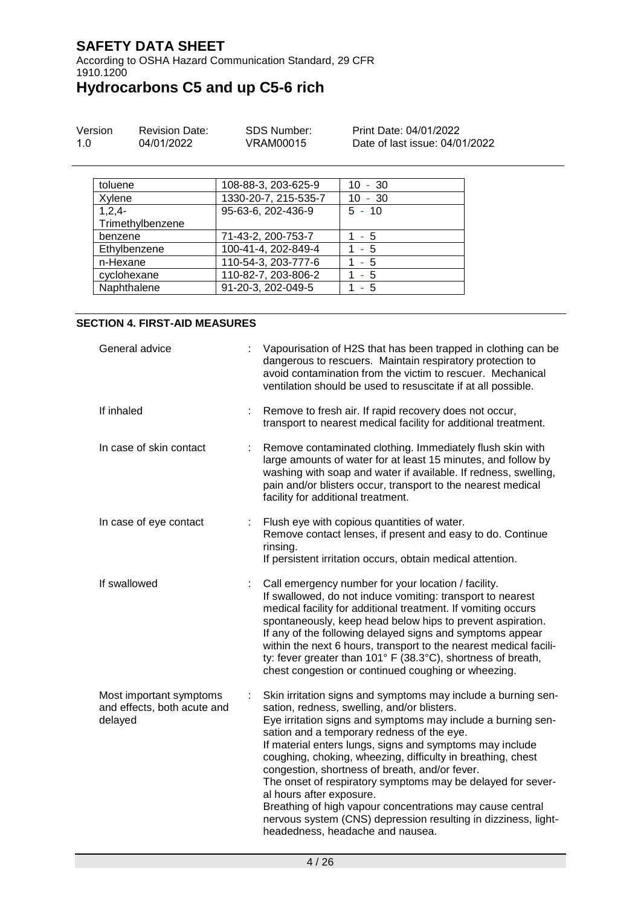| toluene | 108-88-3, 203-625-9 | 10 - 30 |
|---|---|---|
| Xylene | 1330-20-7, 215-535-7 | 10 - 30 |
| 1,2,4-Trimethylbenzene | 95-63-6, 202-436-9 | 5 - 10 |
| benzene | 71-43-2, 200-753-7 | 1 - 5 |
| Ethylbenzene | 100-41-4, 202-849-4 | 1 - 5 |
| n-Hexane | 110-54-3, 203-777-6 | 1 - 5 |
| cyclohexane | 110-82-7, 203-806-2 | 1 - 5 |
| Naphthalene | 91-20-3, 202-049-5 | 1 - 5 |

## SECTION 4. FIRST-AID MEASURES

General advice : Vapourisation of H2S that has been trapped in clothing can be dangerous to rescuers. Maintain respiratory protection to avoid contamination from the victim to rescuer. Mechanical ventilation should be used to resuscitate if at all possible.

If inhaled : Remove to fresh air. If rapid recovery does not occur, transport to nearest medical facility for additional treatment.

In case of skin contact : Remove contaminated clothing. Immediately flush skin with large amounts of water for at least 15 minutes, and follow by washing with soap and water if available. If redness, swelling, pain and/or blisters occur, transport to the nearest medical facility for additional treatment.

In case of eye contact : Flush eye with copious quantities of water.
Remove contact lenses, if present and easy to do. Continue rinsing.
If persistent irritation occurs, obtain medical attention.

If swallowed : Call emergency number for your location / facility.
If swallowed, do not induce vomiting: transport to nearest medical facility for additional treatment. If vomiting occurs spontaneously, keep head below hips to prevent aspiration.
If any of the following delayed signs and symptoms appear within the next 6 hours, transport to the nearest medical facility: fever greater than 101° F (38.3°C), shortness of breath, chest congestion or continued coughing or wheezing.

Most important symptoms and effects, both acute and delayed : Skin irritation signs and symptoms may include a burning sensation, redness, swelling, and/or blisters.
Eye irritation signs and symptoms may include a burning sensation and a temporary redness of the eye.
If material enters lungs, signs and symptoms may include coughing, choking, wheezing, difficulty in breathing, chest congestion, shortness of breath, and/or fever.
The onset of respiratory symptoms may be delayed for several hours after exposure.
Breathing of high vapour concentrations may cause central nervous system (CNS) depression resulting in dizziness, lightheadedness, headache and nausea.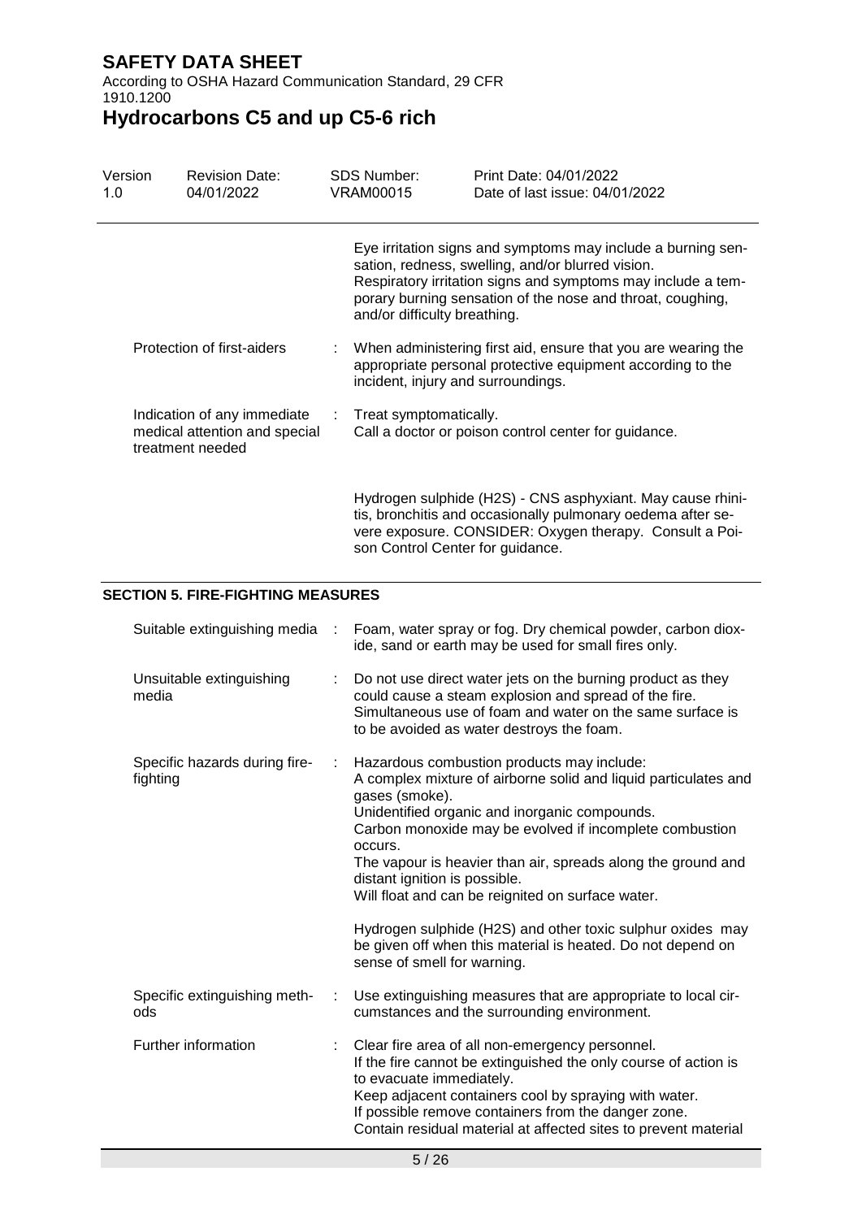Eye irritation signs and symptoms may include a burning sensation, redness, swelling, and/or blurred vision.
Respiratory irritation signs and symptoms may include a temporary burning sensation of the nose and throat, coughing, and/or difficulty breathing.

| | | |
|---|---|---|
| Protection of first-aiders | : | When administering first aid, ensure that you are wearing the appropriate personal protective equipment according to the incident, injury and surroundings. |
| Indication of any immediate medical attention and special treatment needed | : | Treat symptomatically.<br>Call a doctor or poison control center for guidance.<br><br>Hydrogen sulphide (H2S) - CNS asphyxiant. May cause rhinitis, bronchitis and occasionally pulmonary oedema after severe exposure. CONSIDER: Oxygen therapy. Consult a Poison Control Center for guidance. |

## SECTION 5. FIRE-FIGHTING MEASURES

| | | |
|---|---|---|
| Suitable extinguishing media | : | Foam, water spray or fog. Dry chemical powder, carbon dioxide, sand or earth may be used for small fires only. |
| Unsuitable extinguishing media | : | Do not use direct water jets on the burning product as they could cause a steam explosion and spread of the fire.<br>Simultaneous use of foam and water on the same surface is to be avoided as water destroys the foam. |
| Specific hazards during fire-fighting | : | Hazardous combustion products may include:<br>A complex mixture of airborne solid and liquid particulates and gases (smoke).<br>Unidentified organic and inorganic compounds.<br>Carbon monoxide may be evolved if incomplete combustion occurs.<br>The vapour is heavier than air, spreads along the ground and distant ignition is possible.<br>Will float and can be reignited on surface water.<br><br>Hydrogen sulphide (H2S) and other toxic sulphur oxides may be given off when this material is heated. Do not depend on sense of smell for warning. |
| Specific extinguishing methods | : | Use extinguishing measures that are appropriate to local circumstances and the surrounding environment. |
| Further information | : | Clear fire area of all non-emergency personnel.<br>If the fire cannot be extinguished the only course of action is to evacuate immediately.<br>Keep adjacent containers cool by spraying with water.<br>If possible remove containers from the danger zone.<br>Contain residual material at affected sites to prevent material |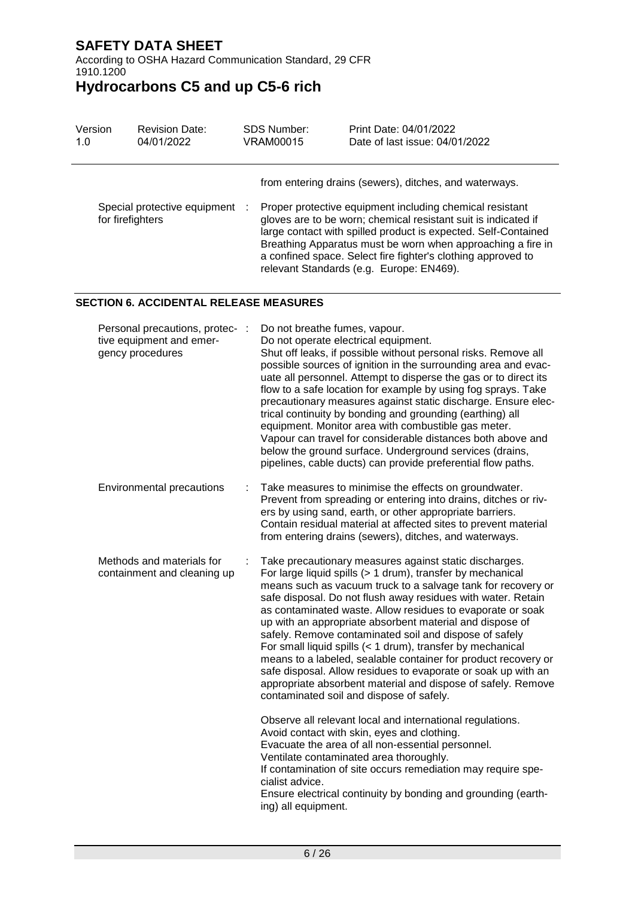from entering drains (sewers), ditches, and waterways.

| | | |
|---|---|---|
| Special protective equipment for firefighters | : | Proper protective equipment including chemical resistant gloves are to be worn; chemical resistant suit is indicated if large contact with spilled product is expected. Self-Contained Breathing Apparatus must be worn when approaching a fire in a confined space. Select fire fighter's clothing approved to relevant Standards (e.g. Europe: EN469). |

## SECTION 6. ACCIDENTAL RELEASE MEASURES

| | | |
|---|---|---|
| Personal precautions, protective equipment and emergency procedures | : | Do not breathe fumes, vapour.<br>Do not operate electrical equipment.<br>Shut off leaks, if possible without personal risks. Remove all possible sources of ignition in the surrounding area and evacuate all personnel. Attempt to disperse the gas or to direct its flow to a safe location for example by using fog sprays. Take precautionary measures against static discharge. Ensure electrical continuity by bonding and grounding (earthing) all equipment. Monitor area with combustible gas meter.<br>Vapour can travel for considerable distances both above and below the ground surface. Underground services (drains, pipelines, cable ducts) can provide preferential flow paths. |
| Environmental precautions | : | Take measures to minimise the effects on groundwater.<br>Prevent from spreading or entering into drains, ditches or rivers by using sand, earth, or other appropriate barriers.<br>Contain residual material at affected sites to prevent material from entering drains (sewers), ditches, and waterways. |
| Methods and materials for containment and cleaning up | : | Take precautionary measures against static discharges.<br>For large liquid spills (> 1 drum), transfer by mechanical means such as vacuum truck to a salvage tank for recovery or safe disposal. Do not flush away residues with water. Retain as contaminated waste. Allow residues to evaporate or soak up with an appropriate absorbent material and dispose of safely. Remove contaminated soil and dispose of safely<br>For small liquid spills (< 1 drum), transfer by mechanical means to a labeled, sealable container for product recovery or safe disposal. Allow residues to evaporate or soak up with an appropriate absorbent material and dispose of safely. Remove contaminated soil and dispose of safely.<br><br>Observe all relevant local and international regulations.<br>Avoid contact with skin, eyes and clothing.<br>Evacuate the area of all non-essential personnel.<br>Ventilate contaminated area thoroughly.<br>If contamination of site occurs remediation may require specialist advice.<br>Ensure electrical continuity by bonding and grounding (earthing) all equipment. |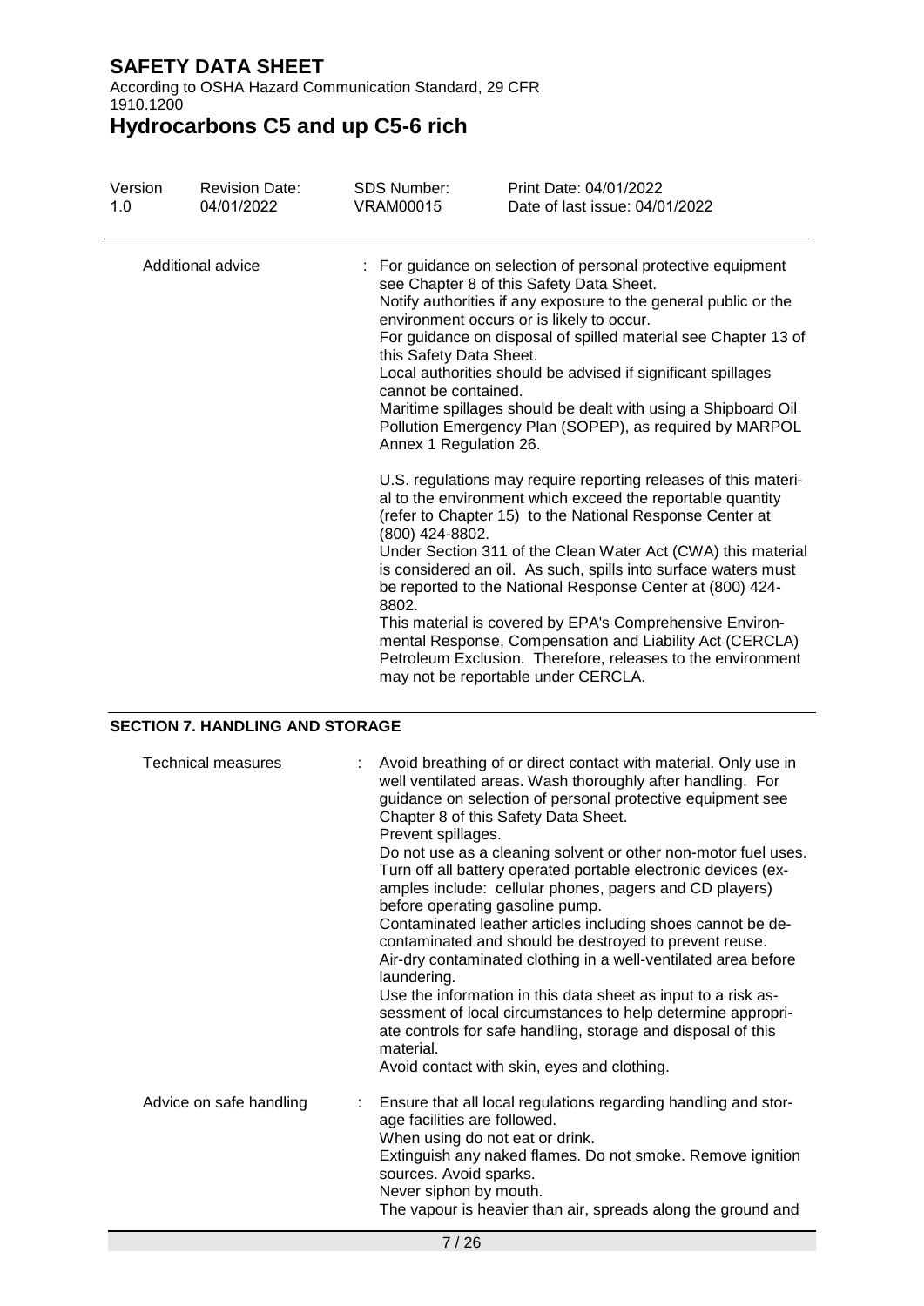| | | |
|---|---|---|
| Additional advice | : | For guidance on selection of personal protective equipment see Chapter 8 of this Safety Data Sheet.<br>Notify authorities if any exposure to the general public or the environment occurs or is likely to occur.<br>For guidance on disposal of spilled material see Chapter 13 of this Safety Data Sheet.<br>Local authorities should be advised if significant spillages cannot be contained.<br>Maritime spillages should be dealt with using a Shipboard Oil Pollution Emergency Plan (SOPEP), as required by MARPOL Annex 1 Regulation 26.<br><br>U.S. regulations may require reporting releases of this material to the environment which exceed the reportable quantity (refer to Chapter 15) to the National Response Center at (800) 424-8802.<br>Under Section 311 of the Clean Water Act (CWA) this material is considered an oil. As such, spills into surface waters must be reported to the National Response Center at (800) 424-8802.<br>This material is covered by EPA's Comprehensive Environmental Response, Compensation and Liability Act (CERCLA) Petroleum Exclusion. Therefore, releases to the environment may not be reportable under CERCLA. |

## SECTION 7. HANDLING AND STORAGE

| | | |
|---|---|---|
| Technical measures | : | Avoid breathing of or direct contact with material. Only use in well ventilated areas. Wash thoroughly after handling. For guidance on selection of personal protective equipment see Chapter 8 of this Safety Data Sheet.<br>Prevent spillages.<br>Do not use as a cleaning solvent or other non-motor fuel uses.<br>Turn off all battery operated portable electronic devices (examples include: cellular phones, pagers and CD players) before operating gasoline pump.<br>Contaminated leather articles including shoes cannot be decontaminated and should be destroyed to prevent reuse.<br>Air-dry contaminated clothing in a well-ventilated area before laundering.<br>Use the information in this data sheet as input to a risk assessment of local circumstances to help determine appropriate controls for safe handling, storage and disposal of this material.<br>Avoid contact with skin, eyes and clothing. |
| Advice on safe handling | : | Ensure that all local regulations regarding handling and storage facilities are followed.<br>When using do not eat or drink.<br>Extinguish any naked flames. Do not smoke. Remove ignition sources. Avoid sparks.<br>Never siphon by mouth.<br>The vapour is heavier than air, spreads along the ground and |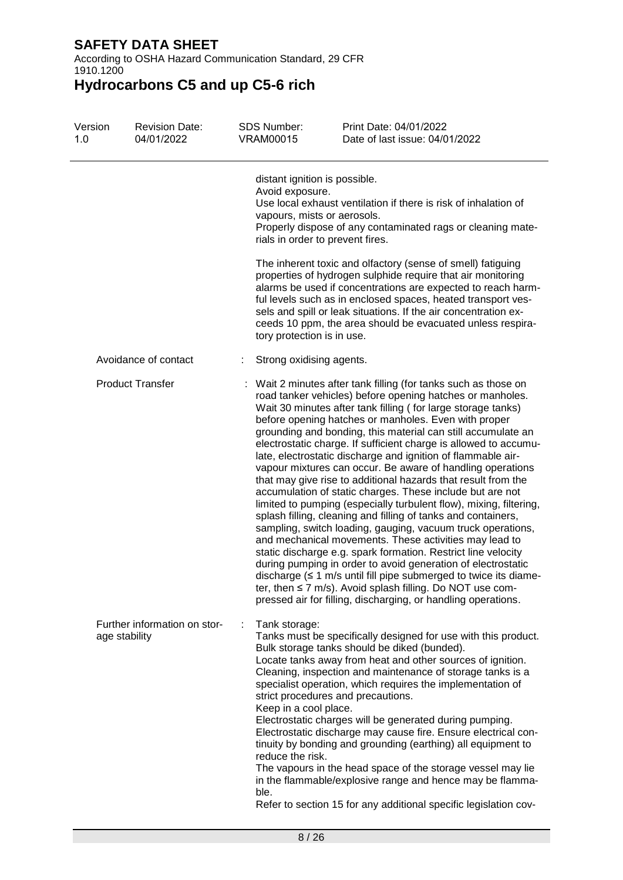distant ignition is possible.
Avoid exposure.
Use local exhaust ventilation if there is risk of inhalation of vapours, mists or aerosols.
Properly dispose of any contaminated rags or cleaning materials in order to prevent fires.

The inherent toxic and olfactory (sense of smell) fatiguing properties of hydrogen sulphide require that air monitoring alarms be used if concentrations are expected to reach harmful levels such as in enclosed spaces, heated transport vessels and spill or leak situations. If the air concentration exceeds 10 ppm, the area should be evacuated unless respiratory protection is in use.

| | | |
|---|---|---|
| Avoidance of contact | : | Strong oxidising agents. |
| Product Transfer | : | Wait 2 minutes after tank filling (for tanks such as those on road tanker vehicles) before opening hatches or manholes. Wait 30 minutes after tank filling ( for large storage tanks) before opening hatches or manholes. Even with proper grounding and bonding, this material can still accumulate an electrostatic charge. If sufficient charge is allowed to accumulate, electrostatic discharge and ignition of flammable air-vapour mixtures can occur. Be aware of handling operations that may give rise to additional hazards that result from the accumulation of static charges. These include but are not limited to pumping (especially turbulent flow), mixing, filtering, splash filling, cleaning and filling of tanks and containers, sampling, switch loading, gauging, vacuum truck operations, and mechanical movements. These activities may lead to static discharge e.g. spark formation. Restrict line velocity during pumping in order to avoid generation of electrostatic discharge (≤ 1 m/s until fill pipe submerged to twice its diameter, then ≤ 7 m/s). Avoid splash filling. Do NOT use compressed air for filling, discharging, or handling operations. |
| Further information on storage stability | : | Tank storage:<br>Tanks must be specifically designed for use with this product.<br>Bulk storage tanks should be diked (bunded).<br>Locate tanks away from heat and other sources of ignition.<br>Cleaning, inspection and maintenance of storage tanks is a specialist operation, which requires the implementation of strict procedures and precautions.<br>Keep in a cool place.<br>Electrostatic charges will be generated during pumping.<br>Electrostatic discharge may cause fire. Ensure electrical continuity by bonding and grounding (earthing) all equipment to reduce the risk.<br>The vapours in the head space of the storage vessel may lie in the flammable/explosive range and hence may be flammable.<br>Refer to section 15 for any additional specific legislation cov- |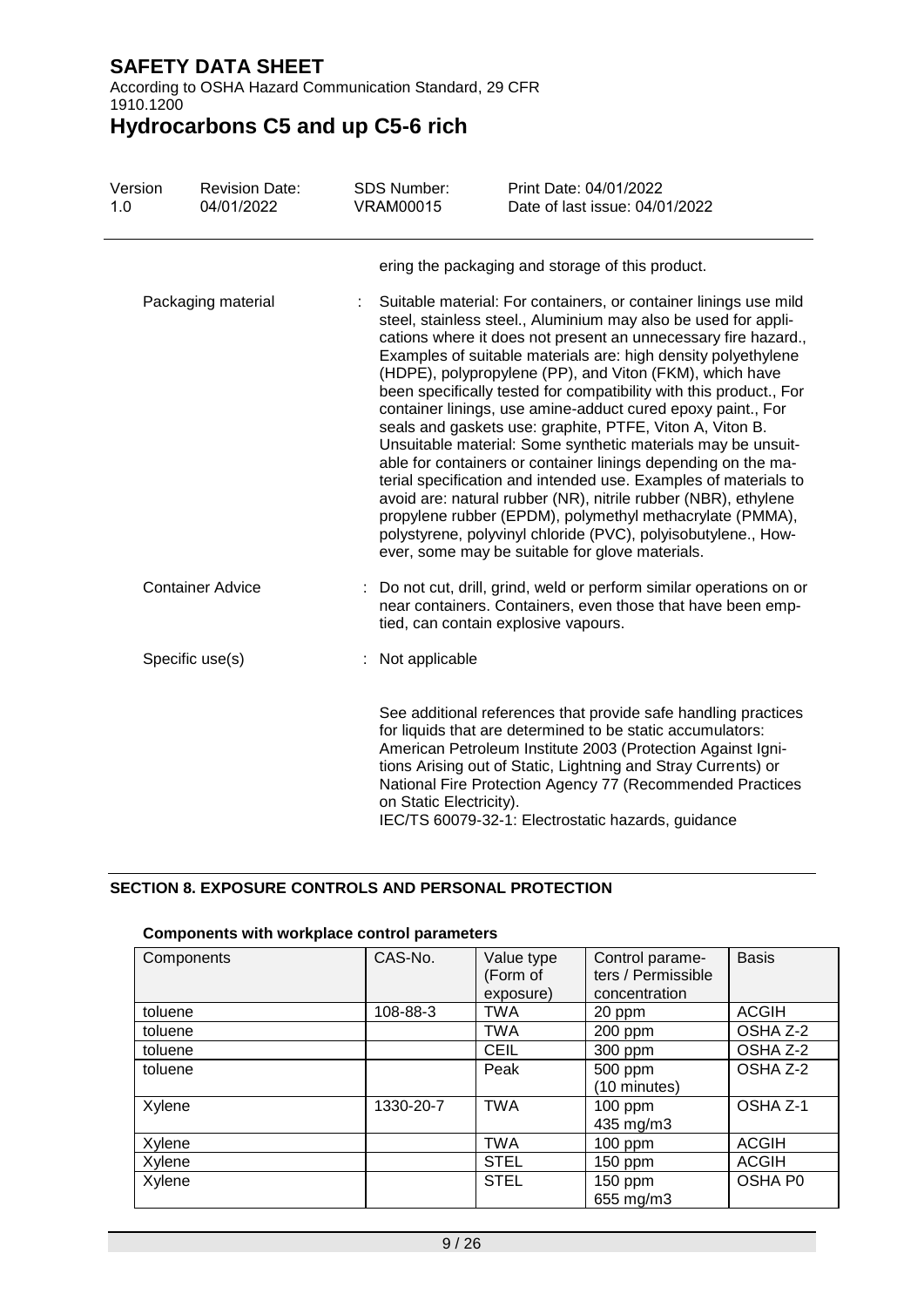ering the packaging and storage of this product.

Packaging material : Suitable material: For containers, or container linings use mild steel, stainless steel., Aluminium may also be used for applications where it does not present an unnecessary fire hazard., Examples of suitable materials are: high density polyethylene (HDPE), polypropylene (PP), and Viton (FKM), which have been specifically tested for compatibility with this product., For container linings, use amine-adduct cured epoxy paint., For seals and gaskets use: graphite, PTFE, Viton A, Viton B. Unsuitable material: Some synthetic materials may be unsuitable for containers or container linings depending on the material specification and intended use. Examples of materials to avoid are: natural rubber (NR), nitrile rubber (NBR), ethylene propylene rubber (EPDM), polymethyl methacrylate (PMMA), polystyrene, polyvinyl chloride (PVC), polyisobutylene., However, some may be suitable for glove materials.

Container Advice : Do not cut, drill, grind, weld or perform similar operations on or near containers. Containers, even those that have been emptied, can contain explosive vapours.

Specific use(s) : Not applicable

See additional references that provide safe handling practices for liquids that are determined to be static accumulators: American Petroleum Institute 2003 (Protection Against Ignitions Arising out of Static, Lightning and Stray Currents) or National Fire Protection Agency 77 (Recommended Practices on Static Electricity).
IEC/TS 60079-32-1: Electrostatic hazards, guidance

## SECTION 8. EXPOSURE CONTROLS AND PERSONAL PROTECTION

**Components with workplace control parameters**

| Components | CAS-No. | Value type (Form of exposure) | Control parameters / Permissible concentration | Basis |
|---|---|---|---|---|
| toluene | 108-88-3 | TWA | 20 ppm | ACGIH |
| toluene | | TWA | 200 ppm | OSHA Z-2 |
| toluene | | CEIL | 300 ppm | OSHA Z-2 |
| toluene | | Peak | 500 ppm (10 minutes) | OSHA Z-2 |
| Xylene | 1330-20-7 | TWA | 100 ppm 435 mg/m3 | OSHA Z-1 |
| Xylene | | TWA | 100 ppm | ACGIH |
| Xylene | | STEL | 150 ppm | ACGIH |
| Xylene | | STEL | 150 ppm 655 mg/m3 | OSHA P0 |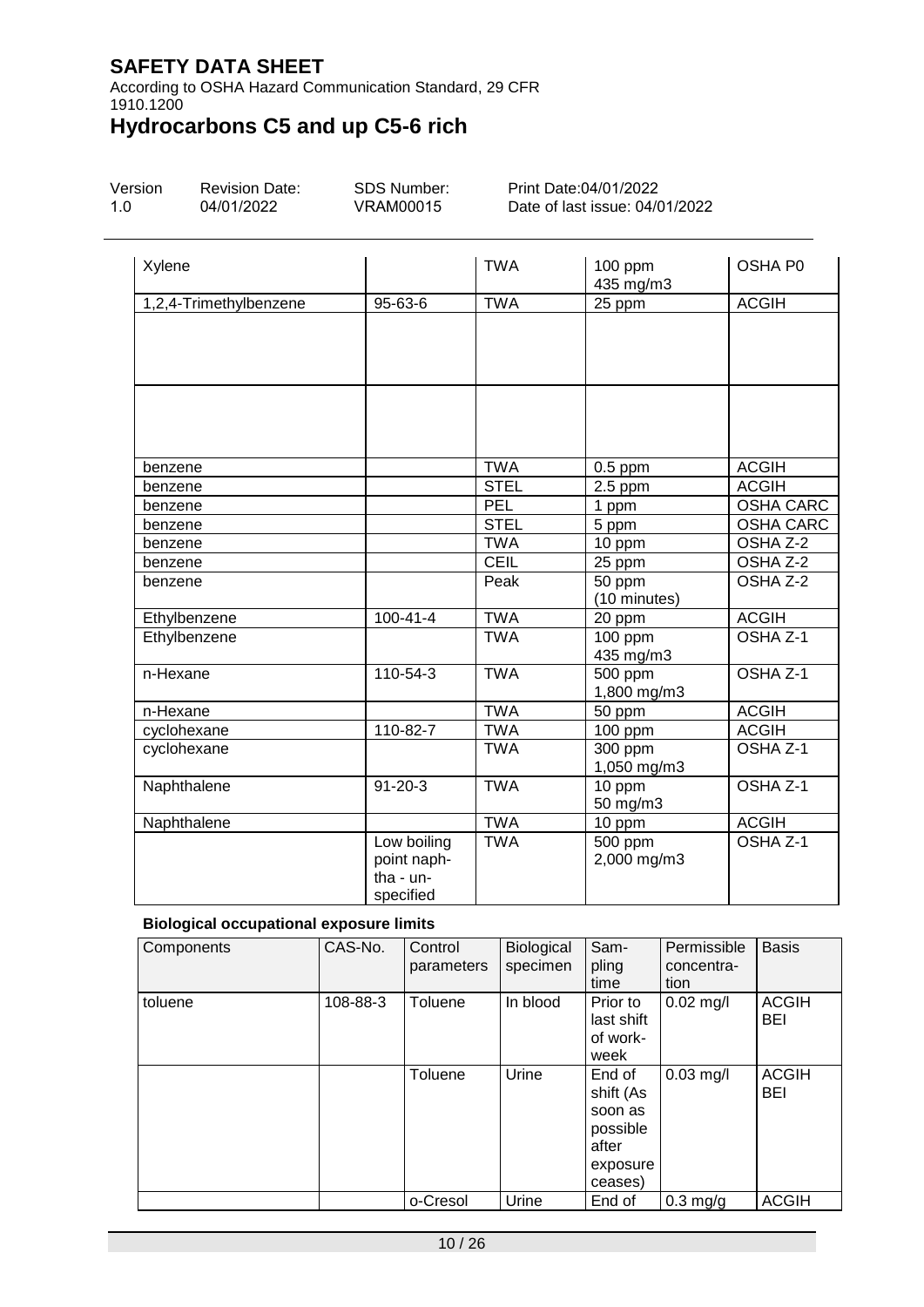| | | | | |
|---|---|---|---|---|
| Xylene | | TWA | 100 ppm<br>435 mg/m3 | OSHA P0 |
| 1,2,4-Trimethylbenzene | 95-63-6 | TWA | 25 ppm | ACGIH |
| | | | | |
| | | | | |
| benzene | | TWA | 0.5 ppm | ACGIH |
| benzene | | STEL | 2.5 ppm | ACGIH |
| benzene | | PEL | 1 ppm | OSHA CARC |
| benzene | | STEL | 5 ppm | OSHA CARC |
| benzene | | TWA | 10 ppm | OSHA Z-2 |
| benzene | | CEIL | 25 ppm | OSHA Z-2 |
| benzene | | Peak | 50 ppm<br>(10 minutes) | OSHA Z-2 |
| Ethylbenzene | 100-41-4 | TWA | 20 ppm | ACGIH |
| Ethylbenzene | | TWA | 100 ppm<br>435 mg/m3 | OSHA Z-1 |
| n-Hexane | 110-54-3 | TWA | 500 ppm<br>1,800 mg/m3 | OSHA Z-1 |
| n-Hexane | | TWA | 50 ppm | ACGIH |
| cyclohexane | 110-82-7 | TWA | 100 ppm | ACGIH |
| cyclohexane | | TWA | 300 ppm<br>1,050 mg/m3 | OSHA Z-1 |
| Naphthalene | 91-20-3 | TWA | 10 ppm<br>50 mg/m3 | OSHA Z-1 |
| Naphthalene | | TWA | 10 ppm | ACGIH |
| | Low boiling point naphtha - unspecified | TWA | 500 ppm<br>2,000 mg/m3 | OSHA Z-1 |

**Biological occupational exposure limits**

| Components | CAS-No. | Control parameters | Biological specimen | Sampling time | Permissible concentration | Basis |
|---|---|---|---|---|---|---|
| toluene | 108-88-3 | Toluene | In blood | Prior to last shift of workweek | 0.02 mg/l | ACGIH BEI |
| | | Toluene | Urine | End of shift (As soon as possible after exposure ceases) | 0.03 mg/l | ACGIH BEI |
| | | o-Cresol | Urine | End of | 0.3 mg/g | ACGIH |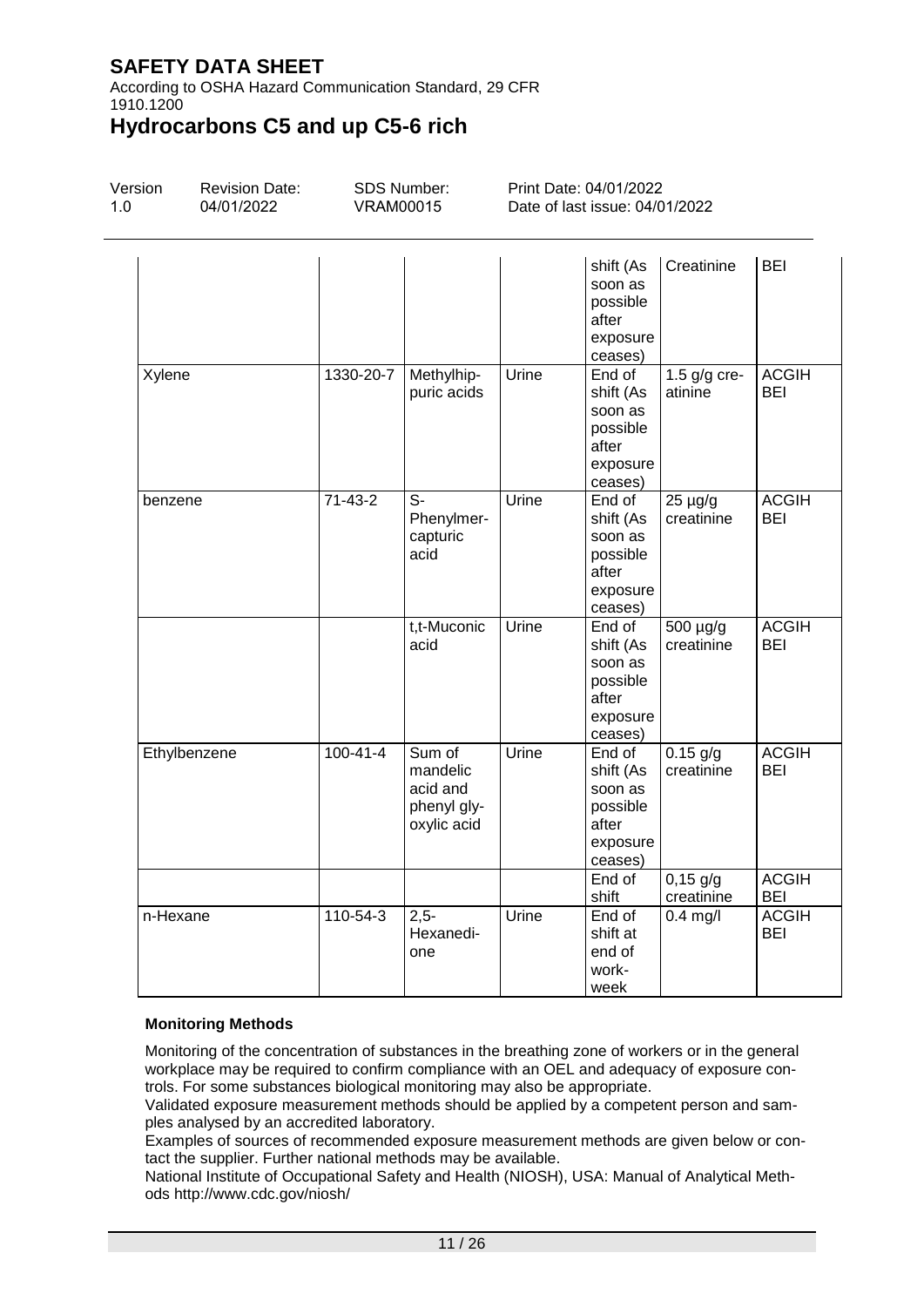| | | | | shift (As soon as possible after exposure ceases) | Creatinine | BEI |
|---|---|---|---|---|---|---|
| Xylene | 1330-20-7 | Methylhippuric acids | Urine | End of shift (As soon as possible after exposure ceases) | 1.5 g/g creatinine | ACGIH BEI |
| benzene | 71-43-2 | S-Phenylmercapturic acid | Urine | End of shift (As soon as possible after exposure ceases) | 25 µg/g creatinine | ACGIH BEI |
| | | t,t-Muconic acid | Urine | End of shift (As soon as possible after exposure ceases) | 500 µg/g creatinine | ACGIH BEI |
| Ethylbenzene | 100-41-4 | Sum of mandelic acid and phenyl glyoxylic acid | Urine | End of shift (As soon as possible after exposure ceases) | 0.15 g/g creatinine | ACGIH BEI |
| | | | | End of shift | 0,15 g/g creatinine | ACGIH BEI |
| n-Hexane | 110-54-3 | 2,5-Hexanedione | Urine | End of shift at end of workweek | 0.4 mg/l | ACGIH BEI |

**Monitoring Methods**

Monitoring of the concentration of substances in the breathing zone of workers or in the general workplace may be required to confirm compliance with an OEL and adequacy of exposure controls. For some substances biological monitoring may also be appropriate.
Validated exposure measurement methods should be applied by a competent person and samples analysed by an accredited laboratory.
Examples of sources of recommended exposure measurement methods are given below or contact the supplier. Further national methods may be available.
National Institute of Occupational Safety and Health (NIOSH), USA: Manual of Analytical Methods http://www.cdc.gov/niosh/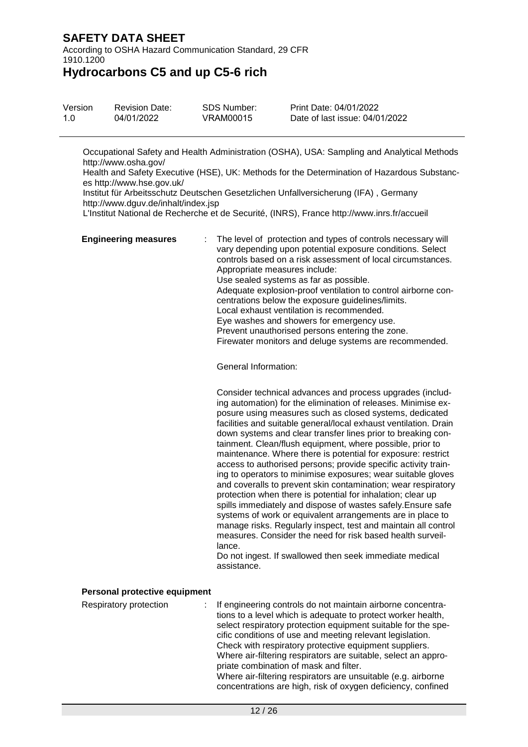Occupational Safety and Health Administration (OSHA), USA: Sampling and Analytical Methods http://www.osha.gov/
Health and Safety Executive (HSE), UK: Methods for the Determination of Hazardous Substances http://www.hse.gov.uk/
Institut für Arbeitsschutz Deutschen Gesetzlichen Unfallversicherung (IFA) , Germany http://www.dguv.de/inhalt/index.jsp
L'Institut National de Recherche et de Securité, (INRS), France http://www.inrs.fr/accueil

**Engineering measures** : The level of protection and types of controls necessary will vary depending upon potential exposure conditions. Select controls based on a risk assessment of local circumstances.
Appropriate measures include:
Use sealed systems as far as possible.
Adequate explosion-proof ventilation to control airborne concentrations below the exposure guidelines/limits.
Local exhaust ventilation is recommended.
Eye washes and showers for emergency use.
Prevent unauthorised persons entering the zone.
Firewater monitors and deluge systems are recommended.

General Information:

Consider technical advances and process upgrades (including automation) for the elimination of releases. Minimise exposure using measures such as closed systems, dedicated facilities and suitable general/local exhaust ventilation. Drain down systems and clear transfer lines prior to breaking containment. Clean/flush equipment, where possible, prior to maintenance. Where there is potential for exposure: restrict access to authorised persons; provide specific activity training to operators to minimise exposures; wear suitable gloves and coveralls to prevent skin contamination; wear respiratory protection when there is potential for inhalation; clear up spills immediately and dispose of wastes safely.Ensure safe systems of work or equivalent arrangements are in place to manage risks. Regularly inspect, test and maintain all control measures. Consider the need for risk based health surveillance.
Do not ingest. If swallowed then seek immediate medical assistance.

**Personal protective equipment**

Respiratory protection : If engineering controls do not maintain airborne concentrations to a level which is adequate to protect worker health, select respiratory protection equipment suitable for the specific conditions of use and meeting relevant legislation.
Check with respiratory protective equipment suppliers.
Where air-filtering respirators are suitable, select an appropriate combination of mask and filter.
Where air-filtering respirators are unsuitable (e.g. airborne concentrations are high, risk of oxygen deficiency, confined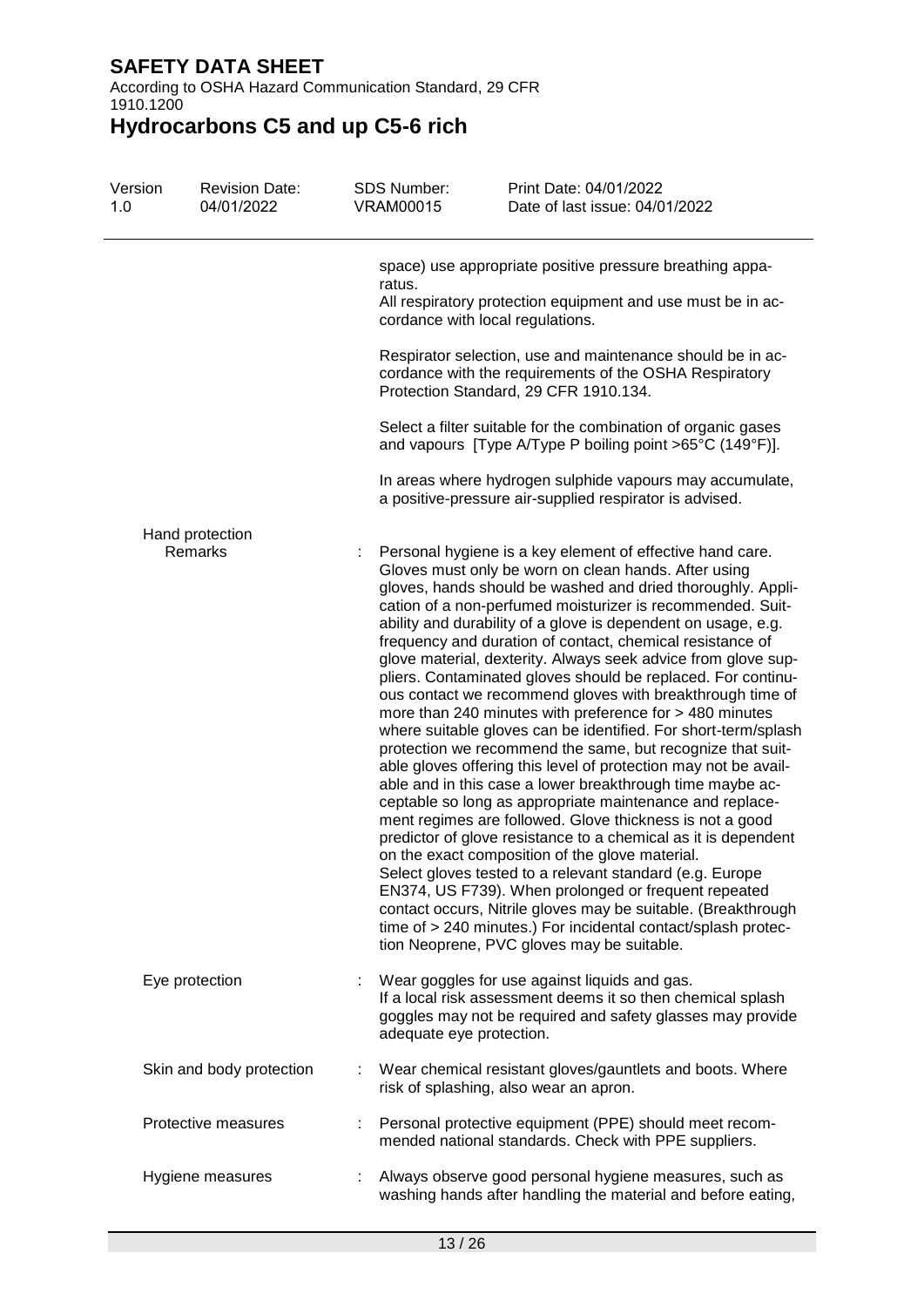space) use appropriate positive pressure breathing apparatus.
All respiratory protection equipment and use must be in accordance with local regulations.

Respirator selection, use and maintenance should be in accordance with the requirements of the OSHA Respiratory Protection Standard, 29 CFR 1910.134.

Select a filter suitable for the combination of organic gases and vapours [Type A/Type P boiling point >65°C (149°F)].

In areas where hydrogen sulphide vapours may accumulate, a positive-pressure air-supplied respirator is advised.

**Hand protection**

Remarks : Personal hygiene is a key element of effective hand care. Gloves must only be worn on clean hands. After using gloves, hands should be washed and dried thoroughly. Application of a non-perfumed moisturizer is recommended. Suitability and durability of a glove is dependent on usage, e.g. frequency and duration of contact, chemical resistance of glove material, dexterity. Always seek advice from glove suppliers. Contaminated gloves should be replaced. For continuous contact we recommend gloves with breakthrough time of more than 240 minutes with preference for > 480 minutes where suitable gloves can be identified. For short-term/splash protection we recommend the same, but recognize that suitable gloves offering this level of protection may not be available and in this case a lower breakthrough time maybe acceptable so long as appropriate maintenance and replacement regimes are followed. Glove thickness is not a good predictor of glove resistance to a chemical as it is dependent on the exact composition of the glove material.
Select gloves tested to a relevant standard (e.g. Europe EN374, US F739). When prolonged or frequent repeated contact occurs, Nitrile gloves may be suitable. (Breakthrough time of > 240 minutes.) For incidental contact/splash protection Neoprene, PVC gloves may be suitable.

Eye protection : Wear goggles for use against liquids and gas.
If a local risk assessment deems it so then chemical splash goggles may not be required and safety glasses may provide adequate eye protection.

Skin and body protection : Wear chemical resistant gloves/gauntlets and boots. Where risk of splashing, also wear an apron.

Protective measures : Personal protective equipment (PPE) should meet recommended national standards. Check with PPE suppliers.

Hygiene measures : Always observe good personal hygiene measures, such as washing hands after handling the material and before eating,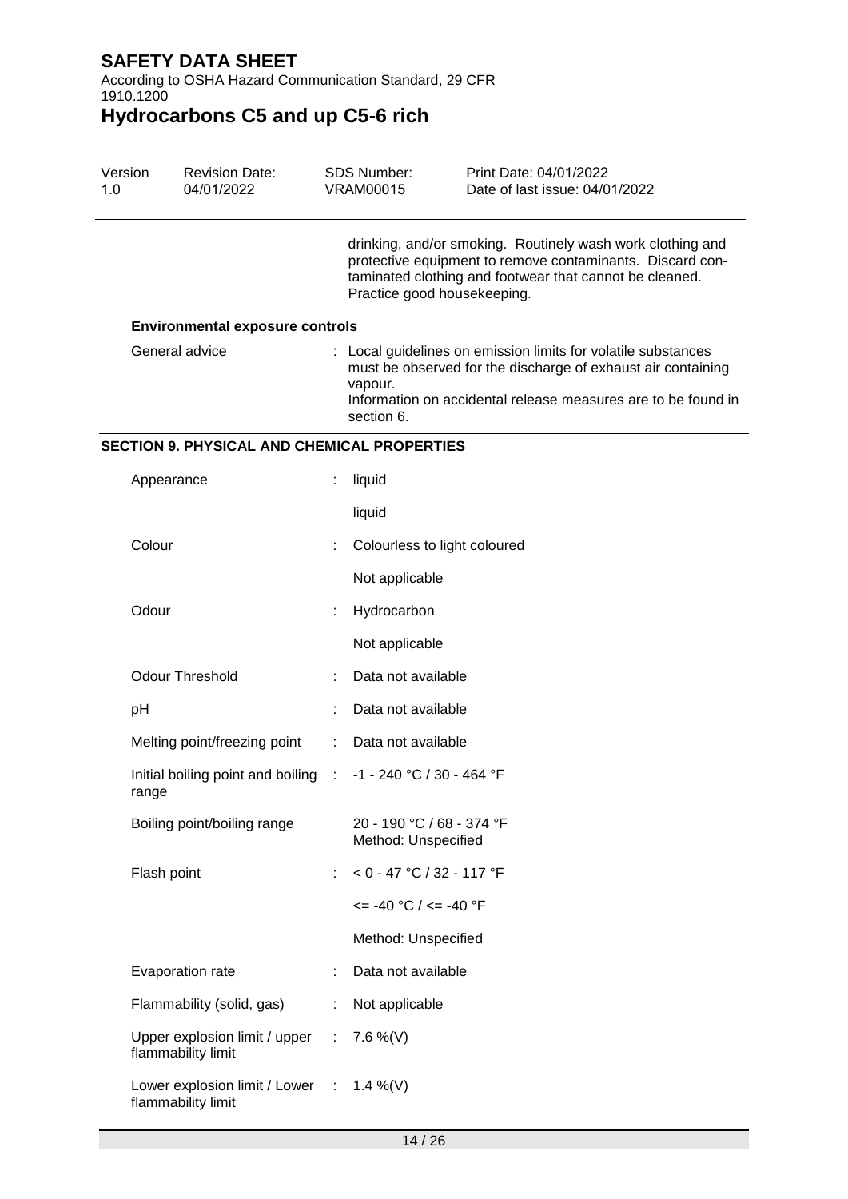drinking, and/or smoking. Routinely wash work clothing and protective equipment to remove contaminants. Discard contaminated clothing and footwear that cannot be cleaned. Practice good housekeeping.

**Environmental exposure controls**

| | | |
|---|---|---|
| General advice | : | Local guidelines on emission limits for volatile substances must be observed for the discharge of exhaust air containing vapour.<br>Information on accidental release measures are to be found in section 6. |

## SECTION 9. PHYSICAL AND CHEMICAL PROPERTIES

| | | |
|---|---|---|
| Appearance | : | liquid |
| | | liquid |
| Colour | : | Colourless to light coloured |
| | | Not applicable |
| Odour | : | Hydrocarbon |
| | | Not applicable |
| Odour Threshold | : | Data not available |
| pH | : | Data not available |
| Melting point/freezing point | : | Data not available |
| Initial boiling point and boiling range | : | -1 - 240 °C / 30 - 464 °F |
| Boiling point/boiling range | | 20 - 190 °C / 68 - 374 °F<br>Method: Unspecified |
| Flash point | : | < 0 - 47 °C / 32 - 117 °F |
| | | <= -40 °C / <= -40 °F |
| | | Method: Unspecified |
| Evaporation rate | : | Data not available |
| Flammability (solid, gas) | : | Not applicable |
| Upper explosion limit / upper flammability limit | : | 7.6 %(V) |
| Lower explosion limit / Lower flammability limit | : | 1.4 %(V) |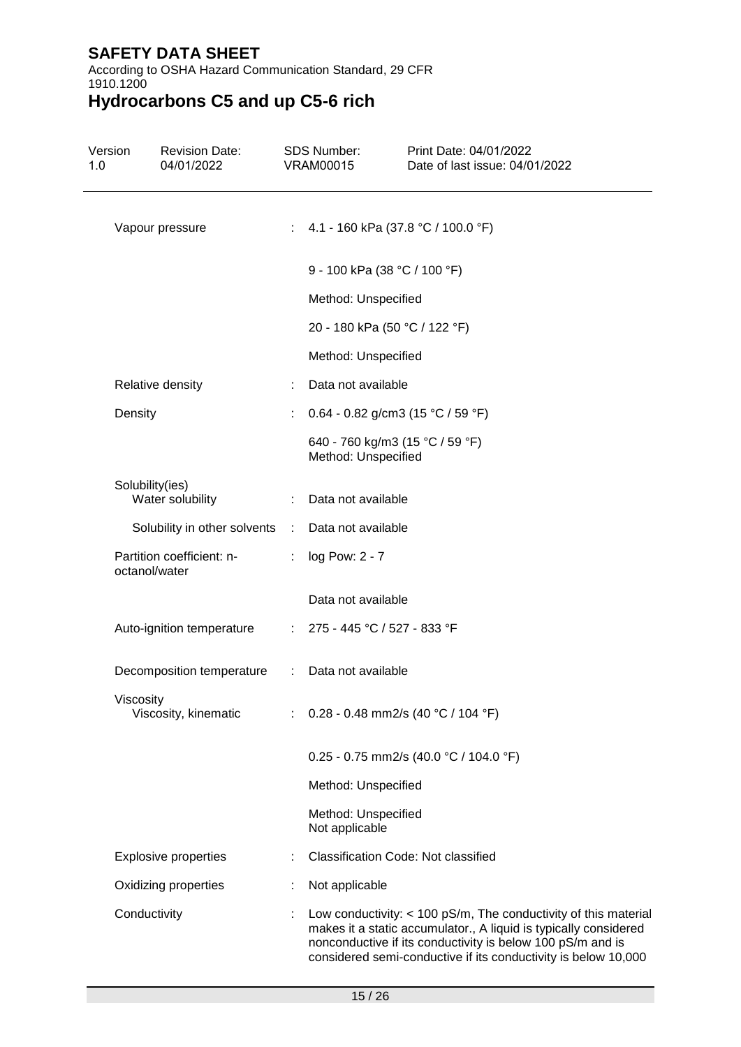| | | |
|---|---|---|
| Vapour pressure | : | 4.1 - 160 kPa (37.8 °C / 100.0 °F)<br><br>9 - 100 kPa (38 °C / 100 °F)<br><br>Method: Unspecified<br><br>20 - 180 kPa (50 °C / 122 °F)<br><br>Method: Unspecified |
| Relative density | : | Data not available |
| Density | : | 0.64 - 0.82 g/cm3 (15 °C / 59 °F)<br><br>640 - 760 kg/m3 (15 °C / 59 °F)<br>Method: Unspecified |
| Solubility(ies)<br>Water solubility | : | Data not available |
| Solubility in other solvents | : | Data not available |
| Partition coefficient: n-octanol/water | : | log Pow: 2 - 7<br><br>Data not available |
| Auto-ignition temperature | : | 275 - 445 °C / 527 - 833 °F |
| Decomposition temperature | : | Data not available |
| Viscosity<br>Viscosity, kinematic | : | 0.28 - 0.48 mm2/s (40 °C / 104 °F)<br><br>0.25 - 0.75 mm2/s (40.0 °C / 104.0 °F)<br><br>Method: Unspecified<br><br>Method: Unspecified<br>Not applicable |
| Explosive properties | : | Classification Code: Not classified |
| Oxidizing properties | : | Not applicable |
| Conductivity | : | Low conductivity: < 100 pS/m, The conductivity of this material makes it a static accumulator., A liquid is typically considered nonconductive if its conductivity is below 100 pS/m and is considered semi-conductive if its conductivity is below 10,000 |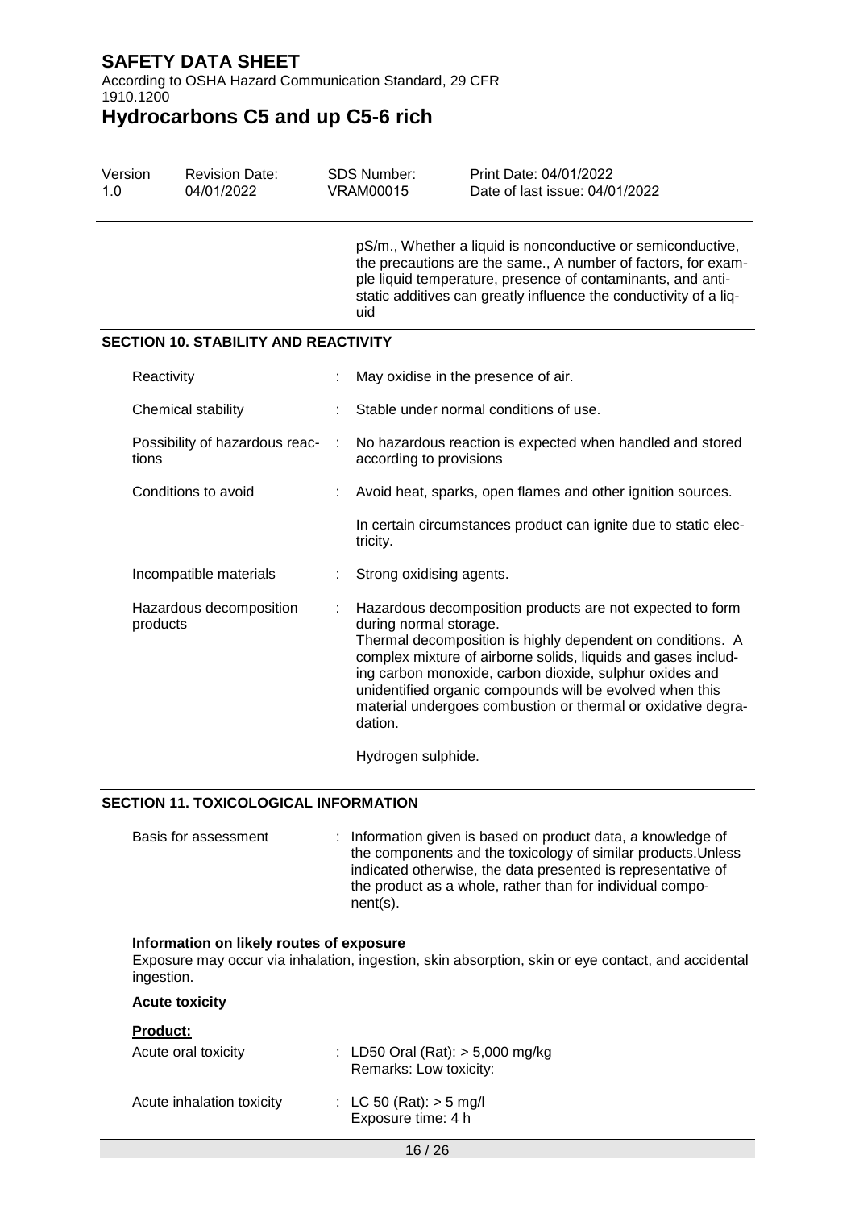pS/m., Whether a liquid is nonconductive or semiconductive, the precautions are the same., A number of factors, for example liquid temperature, presence of contaminants, and anti-static additives can greatly influence the conductivity of a liquid

## SECTION 10. STABILITY AND REACTIVITY

| | | |
|---|---|---|
| Reactivity | : | May oxidise in the presence of air. |
| Chemical stability | : | Stable under normal conditions of use. |
| Possibility of hazardous reactions | : | No hazardous reaction is expected when handled and stored according to provisions |
| Conditions to avoid | : | Avoid heat, sparks, open flames and other ignition sources.<br><br>In certain circumstances product can ignite due to static electricity. |
| Incompatible materials | : | Strong oxidising agents. |
| Hazardous decomposition products | : | Hazardous decomposition products are not expected to form during normal storage.<br>Thermal decomposition is highly dependent on conditions. A complex mixture of airborne solids, liquids and gases including carbon monoxide, carbon dioxide, sulphur oxides and unidentified organic compounds will be evolved when this material undergoes combustion or thermal or oxidative degradation.<br><br>Hydrogen sulphide. |

## SECTION 11. TOXICOLOGICAL INFORMATION

| | | |
|---|---|---|
| Basis for assessment | : | Information given is based on product data, a knowledge of the components and the toxicology of similar products.Unless indicated otherwise, the data presented is representative of the product as a whole, rather than for individual component(s). |

**Information on likely routes of exposure**

Exposure may occur via inhalation, ingestion, skin absorption, skin or eye contact, and accidental ingestion.

**Acute toxicity**

**Product:**

| | | |
|---|---|---|
| Acute oral toxicity | : | LD50 Oral (Rat): > 5,000 mg/kg<br>Remarks: Low toxicity: |
| Acute inhalation toxicity | : | LC 50 (Rat): > 5 mg/l<br>Exposure time: 4 h |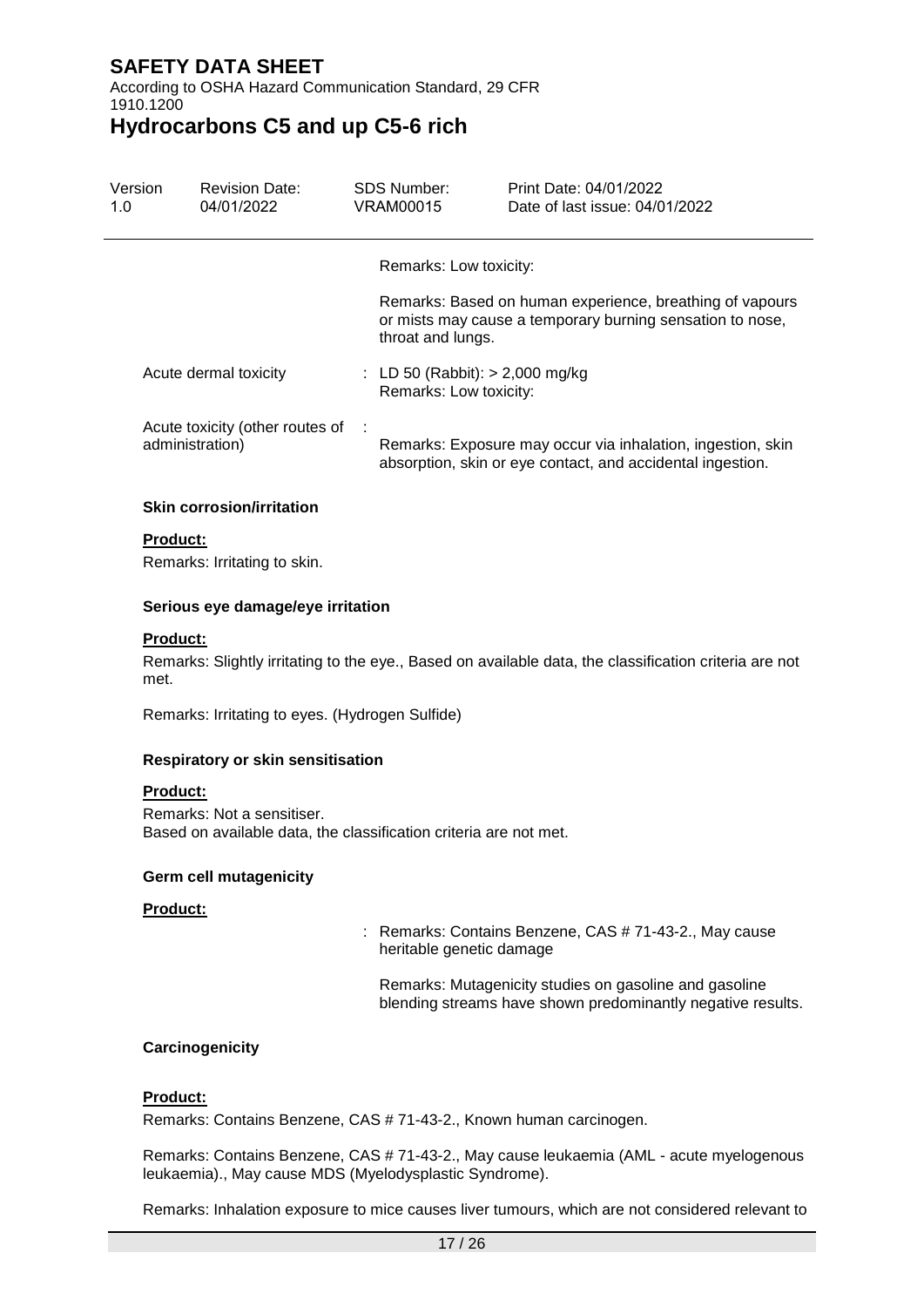Remarks: Low toxicity:

Remarks: Based on human experience, breathing of vapours or mists may cause a temporary burning sensation to nose, throat and lungs.

Acute dermal toxicity : LD 50 (Rabbit): > 2,000 mg/kg
Remarks: Low toxicity:

Acute toxicity (other routes of administration) :
Remarks: Exposure may occur via inhalation, ingestion, skin absorption, skin or eye contact, and accidental ingestion.

**Skin corrosion/irritation**

**Product:**

Remarks: Irritating to skin.

**Serious eye damage/eye irritation**

**Product:**

Remarks: Slightly irritating to the eye., Based on available data, the classification criteria are not met.

Remarks: Irritating to eyes. (Hydrogen Sulfide)

**Respiratory or skin sensitisation**

**Product:**

Remarks: Not a sensitiser.
Based on available data, the classification criteria are not met.

**Germ cell mutagenicity**

**Product:**

: Remarks: Contains Benzene, CAS # 71-43-2., May cause heritable genetic damage

Remarks: Mutagenicity studies on gasoline and gasoline blending streams have shown predominantly negative results.

**Carcinogenicity**

**Product:**

Remarks: Contains Benzene, CAS # 71-43-2., Known human carcinogen.

Remarks: Contains Benzene, CAS # 71-43-2., May cause leukaemia (AML - acute myelogenous leukaemia)., May cause MDS (Myelodysplastic Syndrome).

Remarks: Inhalation exposure to mice causes liver tumours, which are not considered relevant to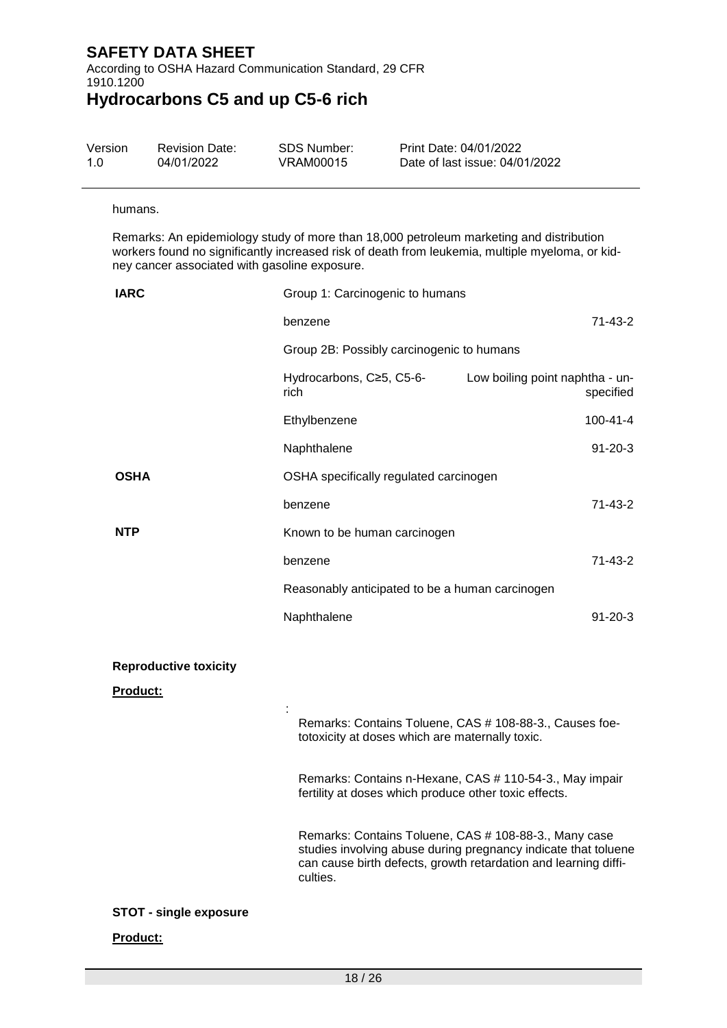humans.

Remarks: An epidemiology study of more than 18,000 petroleum marketing and distribution workers found no significantly increased risk of death from leukemia, multiple myeloma, or kidney cancer associated with gasoline exposure.

| | | |
|---|---|---|
| **IARC** | Group 1: Carcinogenic to humans | |
| | benzene | 71-43-2 |
| | Group 2B: Possibly carcinogenic to humans | |
| | Hydrocarbons, C≥5, C5-6-rich | Low boiling point naphtha - unspecified |
| | Ethylbenzene | 100-41-4 |
| | Naphthalene | 91-20-3 |
| **OSHA** | OSHA specifically regulated carcinogen | |
| | benzene | 71-43-2 |
| **NTP** | Known to be human carcinogen | |
| | benzene | 71-43-2 |
| | Reasonably anticipated to be a human carcinogen | |
| | Naphthalene | 91-20-3 |

**Reproductive toxicity**

**Product:**

:

Remarks: Contains Toluene, CAS # 108-88-3., Causes foetotoxicity at doses which are maternally toxic.

Remarks: Contains n-Hexane, CAS # 110-54-3., May impair fertility at doses which produce other toxic effects.

Remarks: Contains Toluene, CAS # 108-88-3., Many case studies involving abuse during pregnancy indicate that toluene can cause birth defects, growth retardation and learning difficulties.

**STOT - single exposure**

**Product:**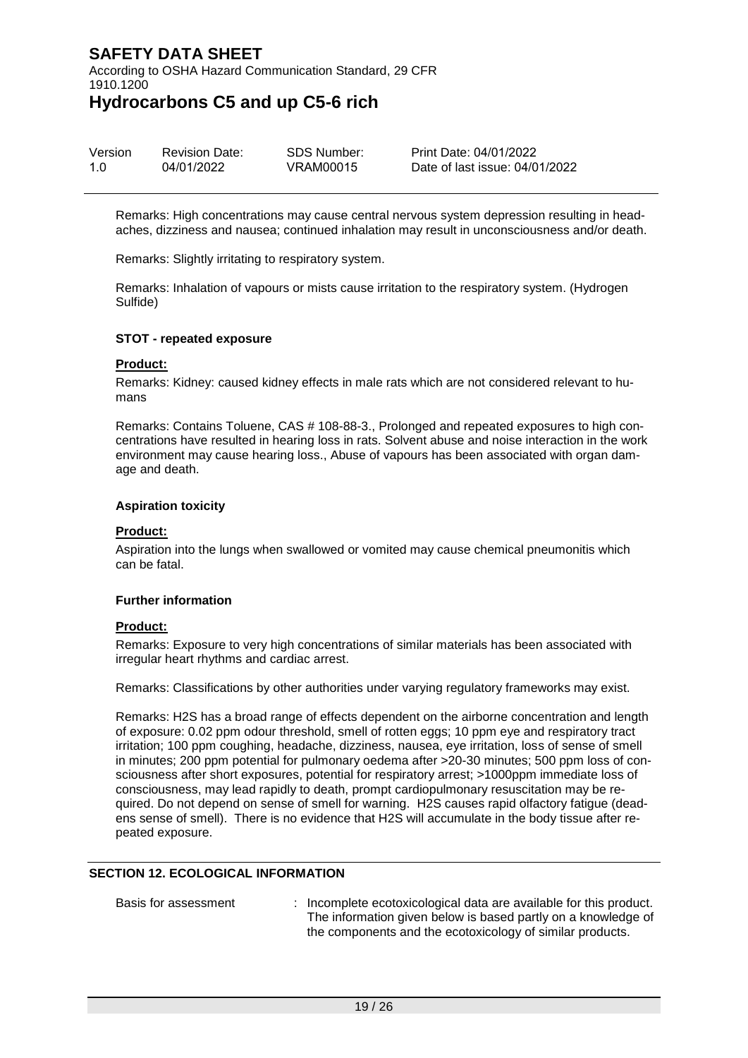Remarks: High concentrations may cause central nervous system depression resulting in headaches, dizziness and nausea; continued inhalation may result in unconsciousness and/or death.

Remarks: Slightly irritating to respiratory system.

Remarks: Inhalation of vapours or mists cause irritation to the respiratory system. (Hydrogen Sulfide)

**STOT - repeated exposure**

**Product:**

Remarks: Kidney: caused kidney effects in male rats which are not considered relevant to humans

Remarks: Contains Toluene, CAS # 108-88-3., Prolonged and repeated exposures to high concentrations have resulted in hearing loss in rats. Solvent abuse and noise interaction in the work environment may cause hearing loss., Abuse of vapours has been associated with organ damage and death.

**Aspiration toxicity**

**Product:**

Aspiration into the lungs when swallowed or vomited may cause chemical pneumonitis which can be fatal.

**Further information**

**Product:**

Remarks: Exposure to very high concentrations of similar materials has been associated with irregular heart rhythms and cardiac arrest.

Remarks: Classifications by other authorities under varying regulatory frameworks may exist.

Remarks: H2S has a broad range of effects dependent on the airborne concentration and length of exposure: 0.02 ppm odour threshold, smell of rotten eggs; 10 ppm eye and respiratory tract irritation; 100 ppm coughing, headache, dizziness, nausea, eye irritation, loss of sense of smell in minutes; 200 ppm potential for pulmonary oedema after >20-30 minutes; 500 ppm loss of consciousness after short exposures, potential for respiratory arrest; >1000ppm immediate loss of consciousness, may lead rapidly to death, prompt cardiopulmonary resuscitation may be required. Do not depend on sense of smell for warning. H2S causes rapid olfactory fatigue (deadens sense of smell). There is no evidence that H2S will accumulate in the body tissue after repeated exposure.

## SECTION 12. ECOLOGICAL INFORMATION

Basis for assessment : Incomplete ecotoxicological data are available for this product. The information given below is based partly on a knowledge of the components and the ecotoxicology of similar products.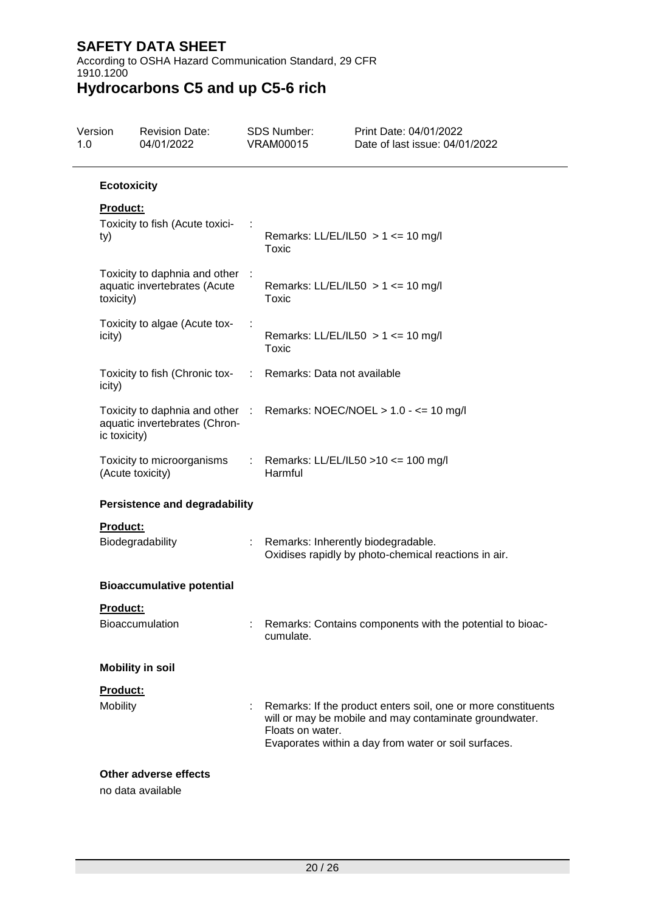### Ecotoxicity

**Product:**

| | | |
|---|---|---|
| Toxicity to fish (Acute toxicity) | : | Remarks: LL/EL/IL50 > 1 <= 10 mg/l<br>Toxic |
| Toxicity to daphnia and other aquatic invertebrates (Acute toxicity) | : | Remarks: LL/EL/IL50 > 1 <= 10 mg/l<br>Toxic |
| Toxicity to algae (Acute toxicity) | : | Remarks: LL/EL/IL50 > 1 <= 10 mg/l<br>Toxic |
| Toxicity to fish (Chronic toxicity) | : | Remarks: Data not available |
| Toxicity to daphnia and other aquatic invertebrates (Chronic toxicity) | : | Remarks: NOEC/NOEL > 1.0 - <= 10 mg/l |
| Toxicity to microorganisms (Acute toxicity) | : | Remarks: LL/EL/IL50 >10 <= 100 mg/l<br>Harmful |

### Persistence and degradability

**Product:**

| | | |
|---|---|---|
| Biodegradability | : | Remarks: Inherently biodegradable.<br>Oxidises rapidly by photo-chemical reactions in air. |

### Bioaccumulative potential

**Product:**

| | | |
|---|---|---|
| Bioaccumulation | : | Remarks: Contains components with the potential to bioaccumulate. |

### Mobility in soil

**Product:**

| | | |
|---|---|---|
| Mobility | : | Remarks: If the product enters soil, one or more constituents will or may be mobile and may contaminate groundwater.<br>Floats on water.<br>Evaporates within a day from water or soil surfaces. |

### Other adverse effects

no data available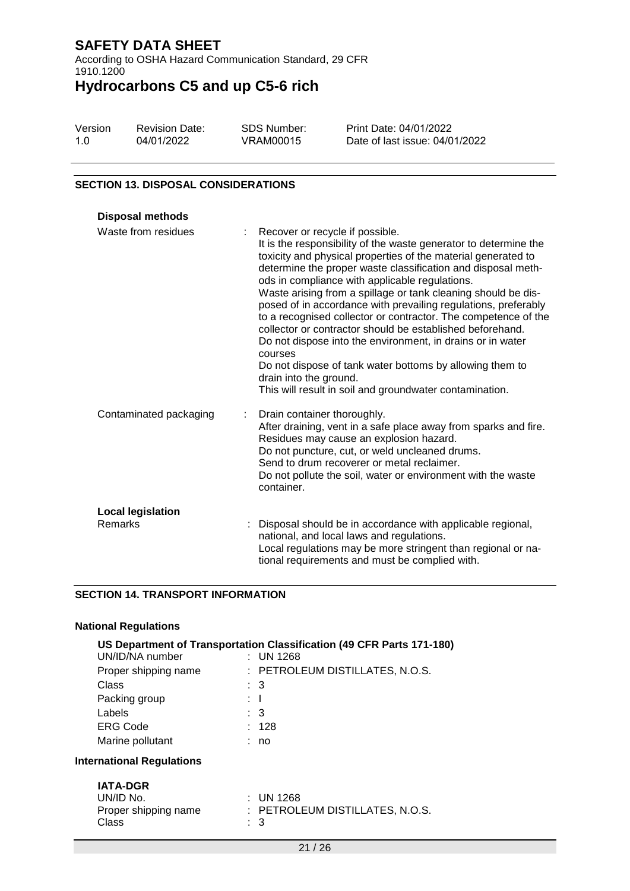## SECTION 13. DISPOSAL CONSIDERATIONS

**Disposal methods**

| | |
|---|---|
| Waste from residues | : Recover or recycle if possible.<br>It is the responsibility of the waste generator to determine the toxicity and physical properties of the material generated to determine the proper waste classification and disposal methods in compliance with applicable regulations.<br>Waste arising from a spillage or tank cleaning should be disposed of in accordance with prevailing regulations, preferably to a recognised collector or contractor. The competence of the collector or contractor should be established beforehand.<br>Do not dispose into the environment, in drains or in water courses<br>Do not dispose of tank water bottoms by allowing them to drain into the ground.<br>This will result in soil and groundwater contamination. |
| Contaminated packaging | : Drain container thoroughly.<br>After draining, vent in a safe place away from sparks and fire.<br>Residues may cause an explosion hazard.<br>Do not puncture, cut, or weld uncleaned drums.<br>Send to drum recoverer or metal reclaimer.<br>Do not pollute the soil, water or environment with the waste container. |

**Local legislation**

| | |
|---|---|
| Remarks | : Disposal should be in accordance with applicable regional, national, and local laws and regulations.<br>Local regulations may be more stringent than regional or national requirements and must be complied with. |

## SECTION 14. TRANSPORT INFORMATION

**National Regulations**

**US Department of Transportation Classification (49 CFR Parts 171-180)**

| | |
|---|---|
| UN/ID/NA number | : UN 1268 |
| Proper shipping name | : PETROLEUM DISTILLATES, N.O.S. |
| Class | : 3 |
| Packing group | : I |
| Labels | : 3 |
| ERG Code | : 128 |
| Marine pollutant | : no |

**International Regulations**

**IATA-DGR**

| | |
|---|---|
| UN/ID No. | : UN 1268 |
| Proper shipping name | : PETROLEUM DISTILLATES, N.O.S. |
| Class | : 3 |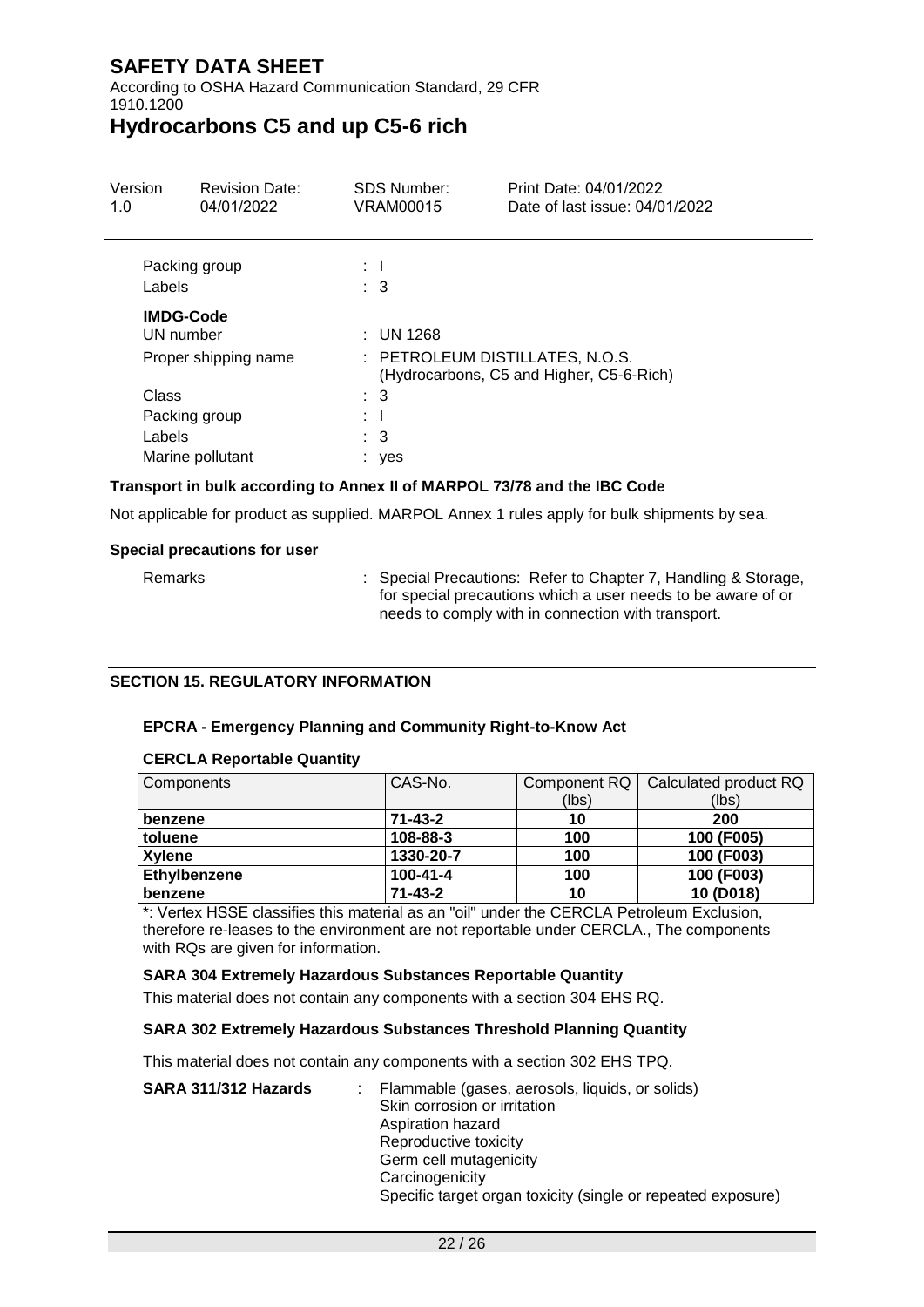Packing group : I

Labels : 3

**IMDG-Code**

UN number : UN 1268

Proper shipping name : PETROLEUM DISTILLATES, N.O.S. (Hydrocarbons, C5 and Higher, C5-6-Rich)

Class : 3

Packing group : I

Labels : 3

Marine pollutant : yes

**Transport in bulk according to Annex II of MARPOL 73/78 and the IBC Code**

Not applicable for product as supplied. MARPOL Annex 1 rules apply for bulk shipments by sea.

**Special precautions for user**

Remarks : Special Precautions: Refer to Chapter 7, Handling & Storage, for special precautions which a user needs to be aware of or needs to comply with in connection with transport.

## SECTION 15. REGULATORY INFORMATION

### EPCRA - Emergency Planning and Community Right-to-Know Act

**CERCLA Reportable Quantity**

| Components | CAS-No. | Component RQ (lbs) | Calculated product RQ (lbs) |
|---|---|---|---|
| **benzene** | **71-43-2** | **10** | **200** |
| **toluene** | **108-88-3** | **100** | **100 (F005)** |
| **Xylene** | **1330-20-7** | **100** | **100 (F003)** |
| **Ethylbenzene** | **100-41-4** | **100** | **100 (F003)** |
| **benzene** | **71-43-2** | **10** | **10 (D018)** |

*: Vertex HSSE classifies this material as an "oil" under the CERCLA Petroleum Exclusion, therefore re-leases to the environment are not reportable under CERCLA., The components with RQs are given for information.

**SARA 304 Extremely Hazardous Substances Reportable Quantity**

This material does not contain any components with a section 304 EHS RQ.

**SARA 302 Extremely Hazardous Substances Threshold Planning Quantity**

This material does not contain any components with a section 302 EHS TPQ.

**SARA 311/312 Hazards** : Flammable (gases, aerosols, liquids, or solids)
Skin corrosion or irritation
Aspiration hazard
Reproductive toxicity
Germ cell mutagenicity
Carcinogenicity
Specific target organ toxicity (single or repeated exposure)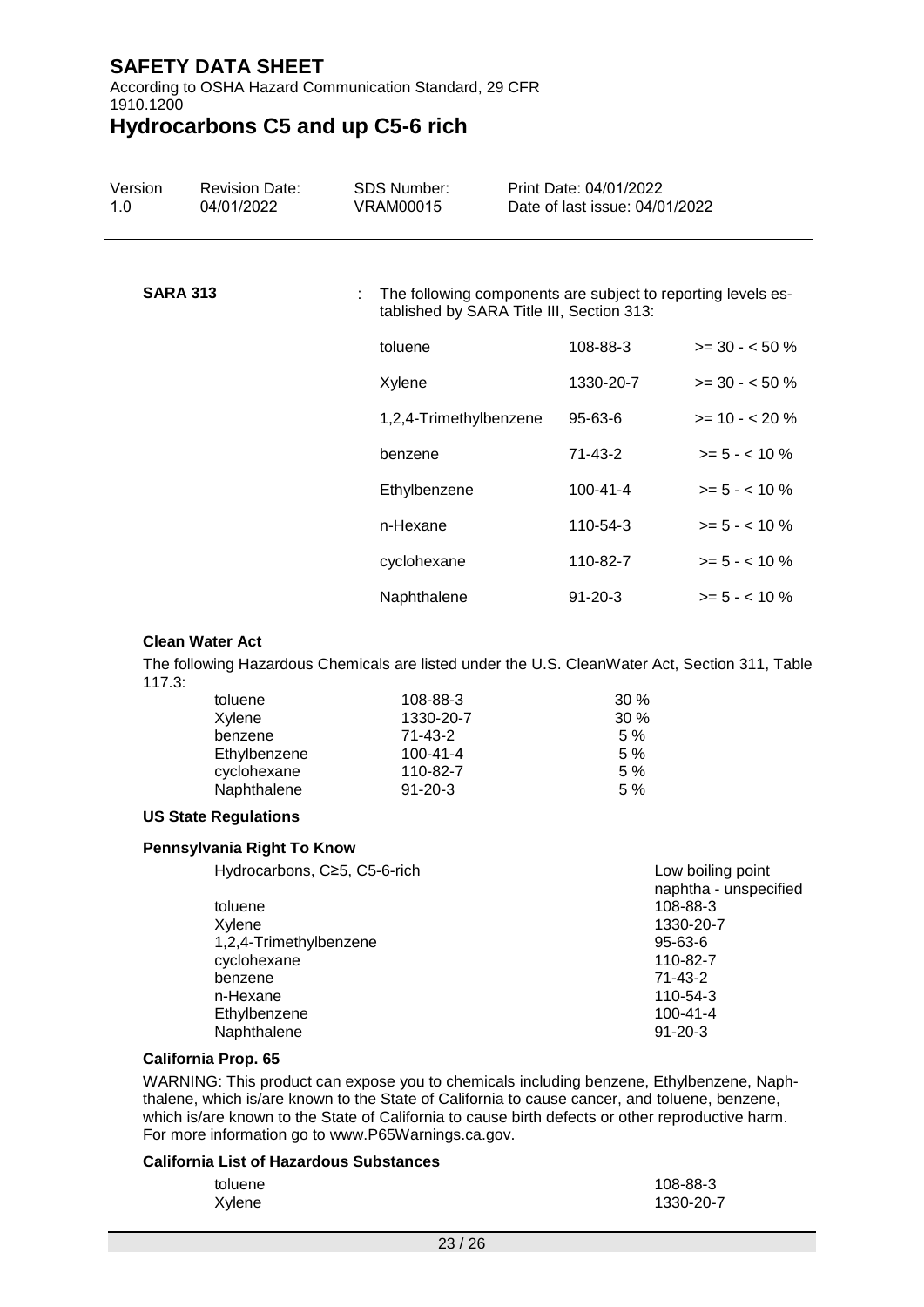**SARA 313** : The following components are subject to reporting levels established by SARA Title III, Section 313:

| | | |
|---|---|---|
| toluene | 108-88-3 | >= 30 - < 50 % |
| Xylene | 1330-20-7 | >= 30 - < 50 % |
| 1,2,4-Trimethylbenzene | 95-63-6 | >= 10 - < 20 % |
| benzene | 71-43-2 | >= 5 - < 10 % |
| Ethylbenzene | 100-41-4 | >= 5 - < 10 % |
| n-Hexane | 110-54-3 | >= 5 - < 10 % |
| cyclohexane | 110-82-7 | >= 5 - < 10 % |
| Naphthalene | 91-20-3 | >= 5 - < 10 % |

**Clean Water Act**

The following Hazardous Chemicals are listed under the U.S. CleanWater Act, Section 311, Table 117.3:

| | | |
|---|---|---|
| toluene | 108-88-3 | 30 % |
| Xylene | 1330-20-7 | 30 % |
| benzene | 71-43-2 | 5 % |
| Ethylbenzene | 100-41-4 | 5 % |
| cyclohexane | 110-82-7 | 5 % |
| Naphthalene | 91-20-3 | 5 % |

**US State Regulations**

**Pennsylvania Right To Know**

| | |
|---|---|
| Hydrocarbons, C≥5, C5-6-rich | Low boiling point naphtha - unspecified |
| toluene | 108-88-3 |
| Xylene | 1330-20-7 |
| 1,2,4-Trimethylbenzene | 95-63-6 |
| cyclohexane | 110-82-7 |
| benzene | 71-43-2 |
| n-Hexane | 110-54-3 |
| Ethylbenzene | 100-41-4 |
| Naphthalene | 91-20-3 |

**California Prop. 65**

WARNING: This product can expose you to chemicals including benzene, Ethylbenzene, Naphthalene, which is/are known to the State of California to cause cancer, and toluene, benzene, which is/are known to the State of California to cause birth defects or other reproductive harm. For more information go to www.P65Warnings.ca.gov.

**California List of Hazardous Substances**

| | |
|---|---|
| toluene | 108-88-3 |
| Xylene | 1330-20-7 |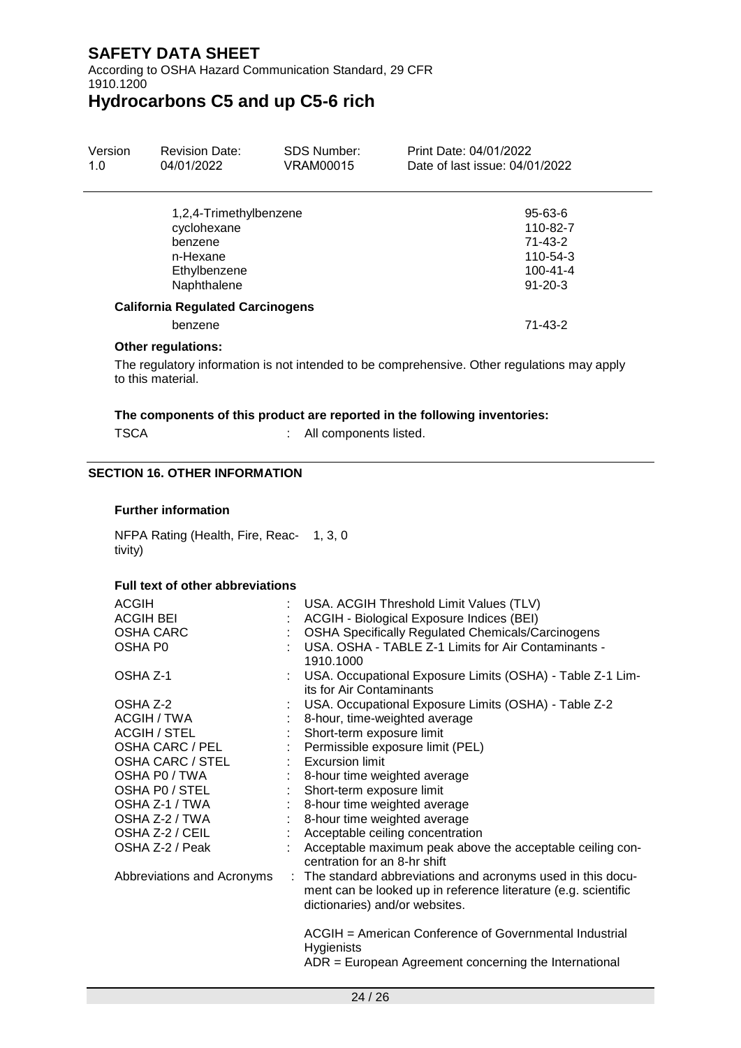| | |
|---|---|
| 1,2,4-Trimethylbenzene | 95-63-6 |
| cyclohexane | 110-82-7 |
| benzene | 71-43-2 |
| n-Hexane | 110-54-3 |
| Ethylbenzene | 100-41-4 |
| Naphthalene | 91-20-3 |

**California Regulated Carcinogens**

| | |
|---|---|
| benzene | 71-43-2 |

**Other regulations:**

The regulatory information is not intended to be comprehensive. Other regulations may apply to this material.

**The components of this product are reported in the following inventories:**

TSCA : All components listed.

## SECTION 16. OTHER INFORMATION

**Further information**

NFPA Rating (Health, Fire, Reactivity) 1, 3, 0

**Full text of other abbreviations**

| | |
|---|---|
| ACGIH | : USA. ACGIH Threshold Limit Values (TLV) |
| ACGIH BEI | : ACGIH - Biological Exposure Indices (BEI) |
| OSHA CARC | : OSHA Specifically Regulated Chemicals/Carcinogens |
| OSHA P0 | : USA. OSHA - TABLE Z-1 Limits for Air Contaminants - 1910.1000 |
| OSHA Z-1 | : USA. Occupational Exposure Limits (OSHA) - Table Z-1 Limits for Air Contaminants |
| OSHA Z-2 | : USA. Occupational Exposure Limits (OSHA) - Table Z-2 |
| ACGIH / TWA | : 8-hour, time-weighted average |
| ACGIH / STEL | : Short-term exposure limit |
| OSHA CARC / PEL | : Permissible exposure limit (PEL) |
| OSHA CARC / STEL | : Excursion limit |
| OSHA P0 / TWA | : 8-hour time weighted average |
| OSHA P0 / STEL | : Short-term exposure limit |
| OSHA Z-1 / TWA | : 8-hour time weighted average |
| OSHA Z-2 / TWA | : 8-hour time weighted average |
| OSHA Z-2 / CEIL | : Acceptable ceiling concentration |
| OSHA Z-2 / Peak | : Acceptable maximum peak above the acceptable ceiling concentration for an 8-hr shift |
| Abbreviations and Acronyms | : The standard abbreviations and acronyms used in this document can be looked up in reference literature (e.g. scientific dictionaries) and/or websites. |

ACGIH = American Conference of Governmental Industrial Hygienists

ADR = European Agreement concerning the International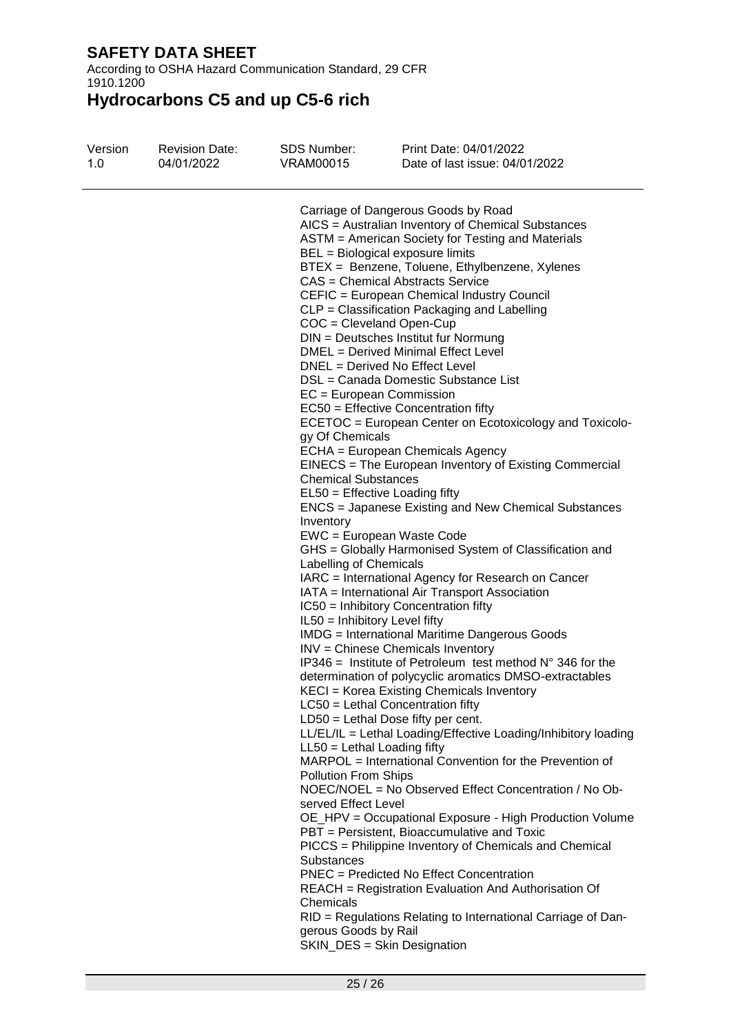Carriage of Dangerous Goods by Road
AICS = Australian Inventory of Chemical Substances
ASTM = American Society for Testing and Materials
BEL = Biological exposure limits
BTEX = Benzene, Toluene, Ethylbenzene, Xylenes
CAS = Chemical Abstracts Service
CEFIC = European Chemical Industry Council
CLP = Classification Packaging and Labelling
COC = Cleveland Open-Cup
DIN = Deutsches Institut fur Normung
DMEL = Derived Minimal Effect Level
DNEL = Derived No Effect Level
DSL = Canada Domestic Substance List
EC = European Commission
EC50 = Effective Concentration fifty
ECETOC = European Center on Ecotoxicology and Toxicology Of Chemicals
ECHA = European Chemicals Agency
EINECS = The European Inventory of Existing Commercial Chemical Substances
EL50 = Effective Loading fifty
ENCS = Japanese Existing and New Chemical Substances Inventory
EWC = European Waste Code
GHS = Globally Harmonised System of Classification and Labelling of Chemicals
IARC = International Agency for Research on Cancer
IATA = International Air Transport Association
IC50 = Inhibitory Concentration fifty
IL50 = Inhibitory Level fifty
IMDG = International Maritime Dangerous Goods
INV = Chinese Chemicals Inventory
IP346 = Institute of Petroleum test method N° 346 for the determination of polycyclic aromatics DMSO-extractables
KECI = Korea Existing Chemicals Inventory
LC50 = Lethal Concentration fifty
LD50 = Lethal Dose fifty per cent.
LL/EL/IL = Lethal Loading/Effective Loading/Inhibitory loading
LL50 = Lethal Loading fifty
MARPOL = International Convention for the Prevention of Pollution From Ships
NOEC/NOEL = No Observed Effect Concentration / No Observed Effect Level
OE_HPV = Occupational Exposure - High Production Volume
PBT = Persistent, Bioaccumulative and Toxic
PICCS = Philippine Inventory of Chemicals and Chemical Substances
PNEC = Predicted No Effect Concentration
REACH = Registration Evaluation And Authorisation Of Chemicals
RID = Regulations Relating to International Carriage of Dangerous Goods by Rail
SKIN_DES = Skin Designation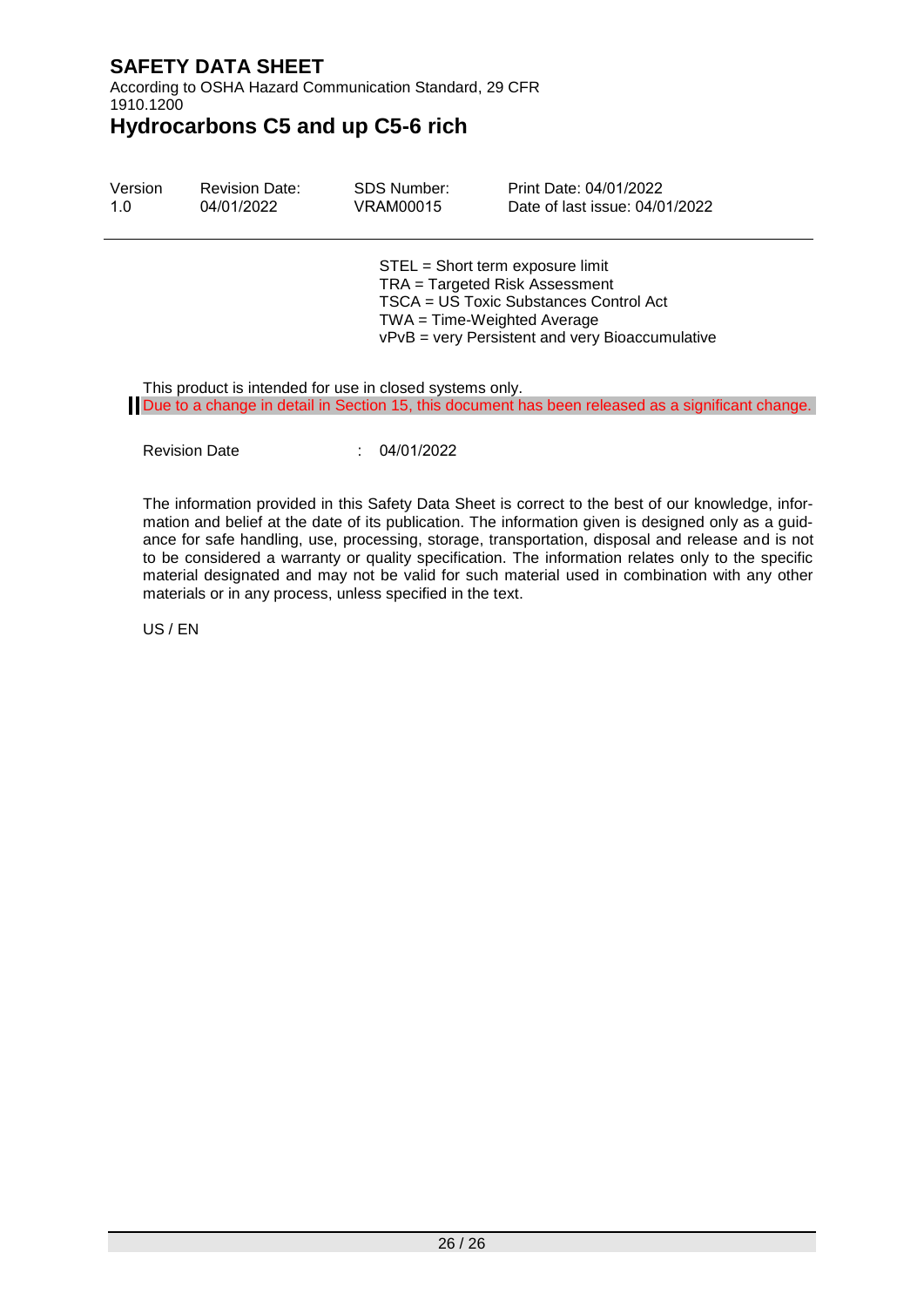STEL = Short term exposure limit
TRA = Targeted Risk Assessment
TSCA = US Toxic Substances Control Act
TWA = Time-Weighted Average
vPvB = very Persistent and very Bioaccumulative

This product is intended for use in closed systems only.

Due to a change in detail in Section 15, this document has been released as a significant change.

Revision Date : 04/01/2022

The information provided in this Safety Data Sheet is correct to the best of our knowledge, information and belief at the date of its publication. The information given is designed only as a guidance for safe handling, use, processing, storage, transportation, disposal and release and is not to be considered a warranty or quality specification. The information relates only to the specific material designated and may not be valid for such material used in combination with any other materials or in any process, unless specified in the text.

US / EN